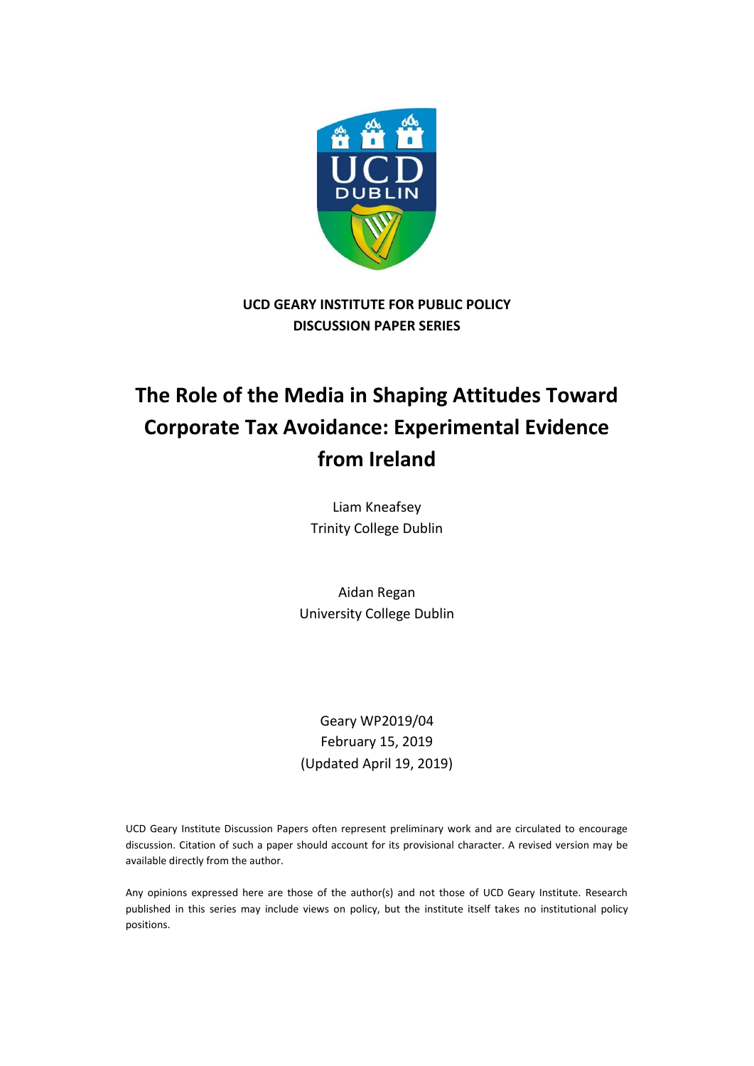**UCD GEARY INSTITUTE FOR PUBLIC POLICY**
**DISCUSSION PAPER SERIES**

# The Role of the Media in Shaping Attitudes Toward Corporate Tax Avoidance: Experimental Evidence from Ireland

Liam Kneafsey
Trinity College Dublin

Aidan Regan
University College Dublin

Geary WP2019/04
February 15, 2019
(Updated April 19, 2019)

UCD Geary Institute Discussion Papers often represent preliminary work and are circulated to encourage discussion. Citation of such a paper should account for its provisional character. A revised version may be available directly from the author.

Any opinions expressed here are those of the author(s) and not those of UCD Geary Institute. Research published in this series may include views on policy, but the institute itself takes no institutional policy positions.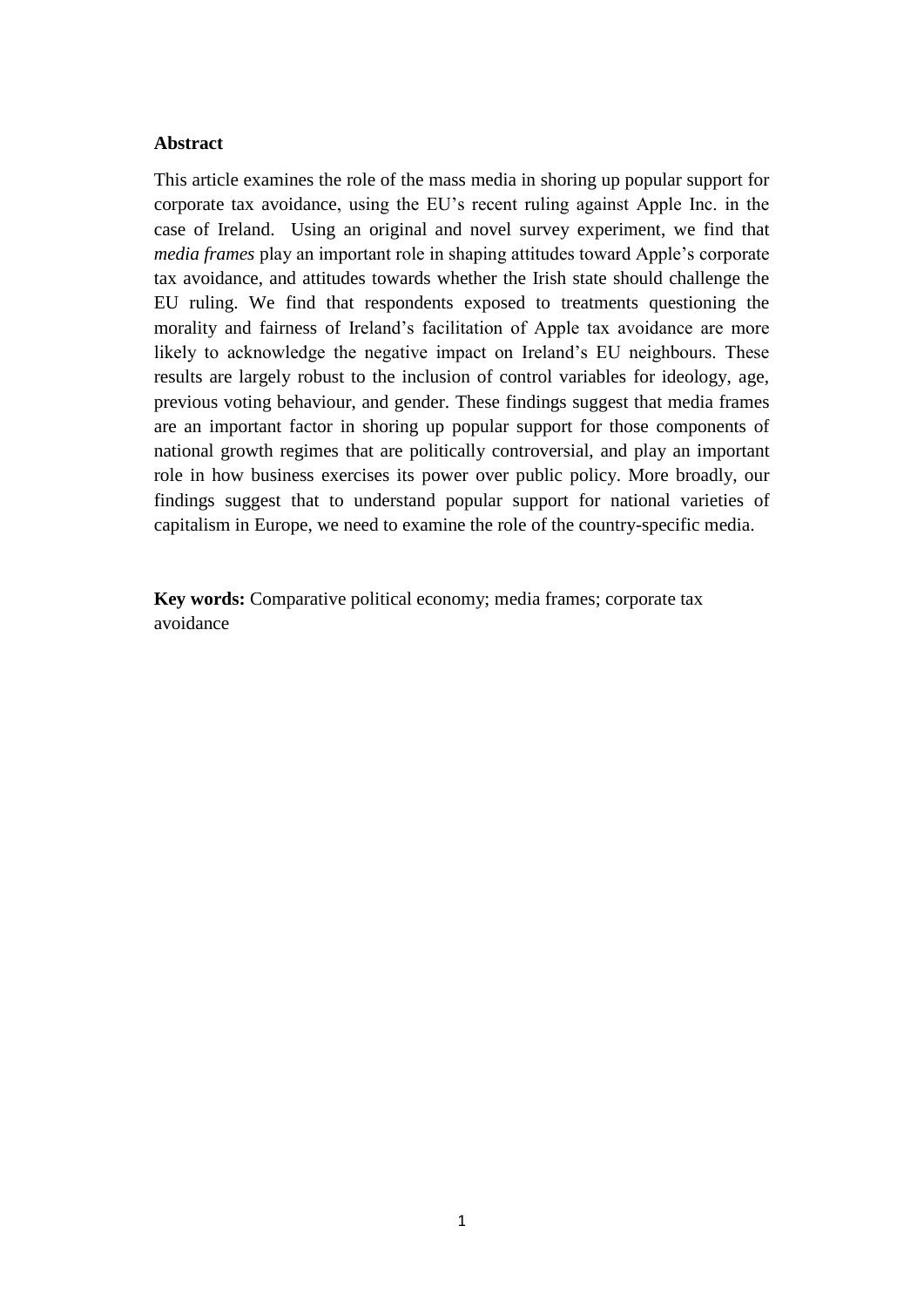**Abstract**

This article examines the role of the mass media in shoring up popular support for corporate tax avoidance, using the EU's recent ruling against Apple Inc. in the case of Ireland. Using an original and novel survey experiment, we find that *media frames* play an important role in shaping attitudes toward Apple's corporate tax avoidance, and attitudes towards whether the Irish state should challenge the EU ruling. We find that respondents exposed to treatments questioning the morality and fairness of Ireland's facilitation of Apple tax avoidance are more likely to acknowledge the negative impact on Ireland's EU neighbours. These results are largely robust to the inclusion of control variables for ideology, age, previous voting behaviour, and gender. These findings suggest that media frames are an important factor in shoring up popular support for those components of national growth regimes that are politically controversial, and play an important role in how business exercises its power over public policy. More broadly, our findings suggest that to understand popular support for national varieties of capitalism in Europe, we need to examine the role of the country-specific media.

**Key words:** Comparative political economy; media frames; corporate tax avoidance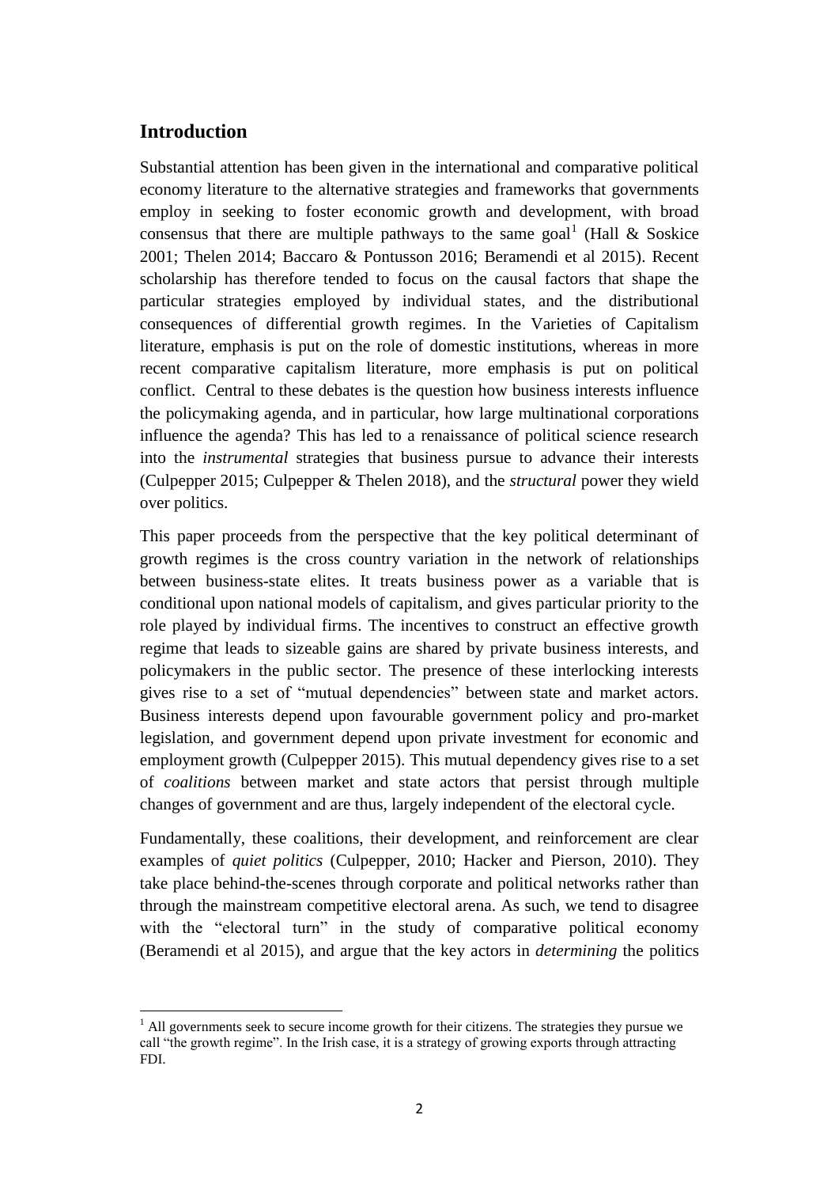## Introduction

Substantial attention has been given in the international and comparative political economy literature to the alternative strategies and frameworks that governments employ in seeking to foster economic growth and development, with broad consensus that there are multiple pathways to the same goal[1] (Hall & Soskice 2001; Thelen 2014; Baccaro & Pontusson 2016; Beramendi et al 2015). Recent scholarship has therefore tended to focus on the causal factors that shape the particular strategies employed by individual states, and the distributional consequences of differential growth regimes. In the Varieties of Capitalism literature, emphasis is put on the role of domestic institutions, whereas in more recent comparative capitalism literature, more emphasis is put on political conflict. Central to these debates is the question how business interests influence the policymaking agenda, and in particular, how large multinational corporations influence the agenda? This has led to a renaissance of political science research into the *instrumental* strategies that business pursue to advance their interests (Culpepper 2015; Culpepper & Thelen 2018), and the *structural* power they wield over politics.

This paper proceeds from the perspective that the key political determinant of growth regimes is the cross country variation in the network of relationships between business-state elites. It treats business power as a variable that is conditional upon national models of capitalism, and gives particular priority to the role played by individual firms. The incentives to construct an effective growth regime that leads to sizeable gains are shared by private business interests, and policymakers in the public sector. The presence of these interlocking interests gives rise to a set of "mutual dependencies" between state and market actors. Business interests depend upon favourable government policy and pro-market legislation, and government depend upon private investment for economic and employment growth (Culpepper 2015). This mutual dependency gives rise to a set of *coalitions* between market and state actors that persist through multiple changes of government and are thus, largely independent of the electoral cycle.

Fundamentally, these coalitions, their development, and reinforcement are clear examples of *quiet politics* (Culpepper, 2010; Hacker and Pierson, 2010). They take place behind-the-scenes through corporate and political networks rather than through the mainstream competitive electoral arena. As such, we tend to disagree with the "electoral turn" in the study of comparative political economy (Beramendi et al 2015), and argue that the key actors in *determining* the politics

[1] All governments seek to secure income growth for their citizens. The strategies they pursue we call "the growth regime". In the Irish case, it is a strategy of growing exports through attracting FDI.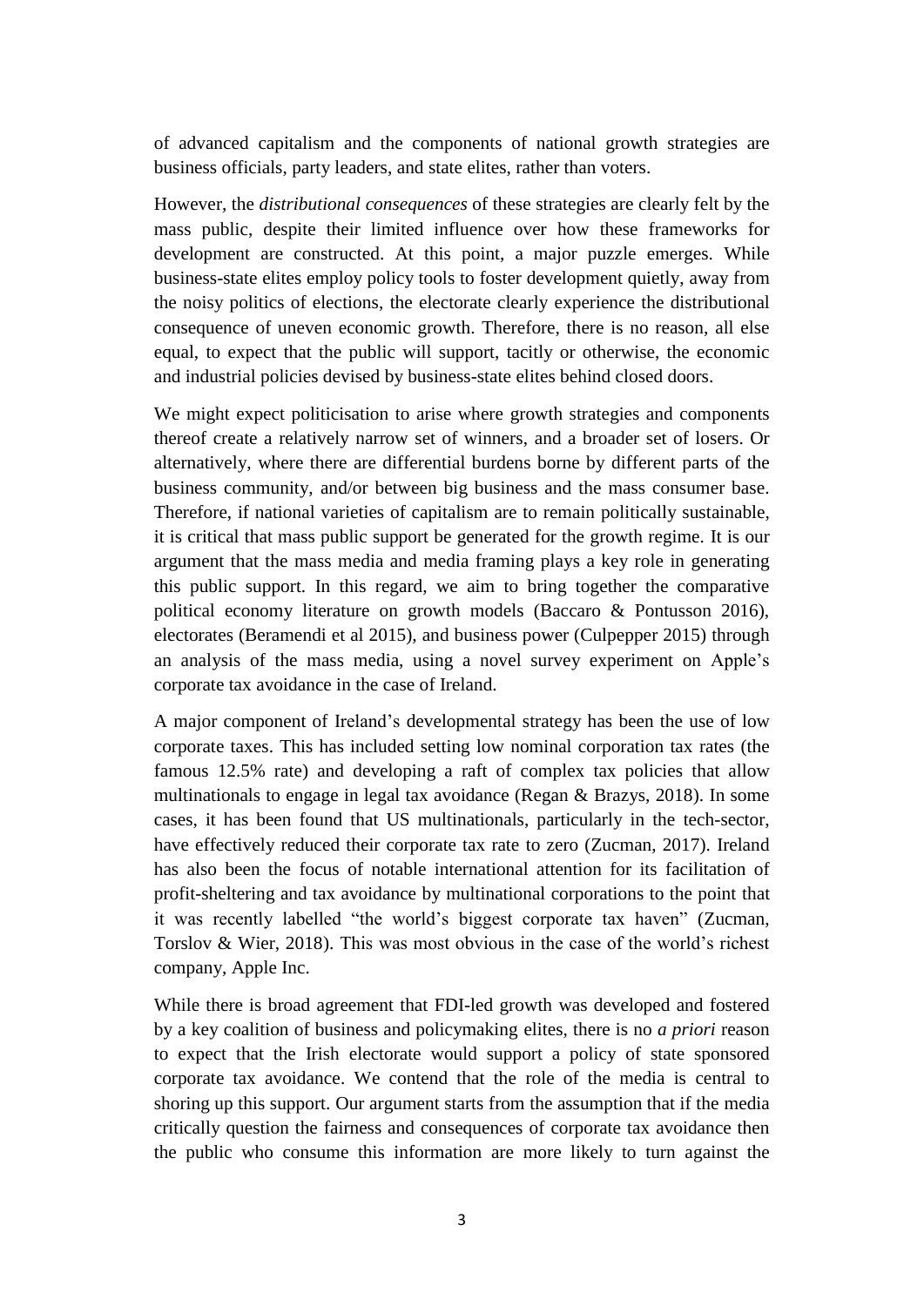of advanced capitalism and the components of national growth strategies are business officials, party leaders, and state elites, rather than voters.

However, the *distributional consequences* of these strategies are clearly felt by the mass public, despite their limited influence over how these frameworks for development are constructed. At this point, a major puzzle emerges. While business-state elites employ policy tools to foster development quietly, away from the noisy politics of elections, the electorate clearly experience the distributional consequence of uneven economic growth. Therefore, there is no reason, all else equal, to expect that the public will support, tacitly or otherwise, the economic and industrial policies devised by business-state elites behind closed doors.

We might expect politicisation to arise where growth strategies and components thereof create a relatively narrow set of winners, and a broader set of losers. Or alternatively, where there are differential burdens borne by different parts of the business community, and/or between big business and the mass consumer base. Therefore, if national varieties of capitalism are to remain politically sustainable, it is critical that mass public support be generated for the growth regime. It is our argument that the mass media and media framing plays a key role in generating this public support. In this regard, we aim to bring together the comparative political economy literature on growth models (Baccaro & Pontusson 2016), electorates (Beramendi et al 2015), and business power (Culpepper 2015) through an analysis of the mass media, using a novel survey experiment on Apple's corporate tax avoidance in the case of Ireland.

A major component of Ireland's developmental strategy has been the use of low corporate taxes. This has included setting low nominal corporation tax rates (the famous 12.5% rate) and developing a raft of complex tax policies that allow multinationals to engage in legal tax avoidance (Regan & Brazys, 2018). In some cases, it has been found that US multinationals, particularly in the tech-sector, have effectively reduced their corporate tax rate to zero (Zucman, 2017). Ireland has also been the focus of notable international attention for its facilitation of profit-sheltering and tax avoidance by multinational corporations to the point that it was recently labelled "the world's biggest corporate tax haven" (Zucman, Torslov & Wier, 2018). This was most obvious in the case of the world's richest company, Apple Inc.

While there is broad agreement that FDI-led growth was developed and fostered by a key coalition of business and policymaking elites, there is no *a priori* reason to expect that the Irish electorate would support a policy of state sponsored corporate tax avoidance. We contend that the role of the media is central to shoring up this support. Our argument starts from the assumption that if the media critically question the fairness and consequences of corporate tax avoidance then the public who consume this information are more likely to turn against the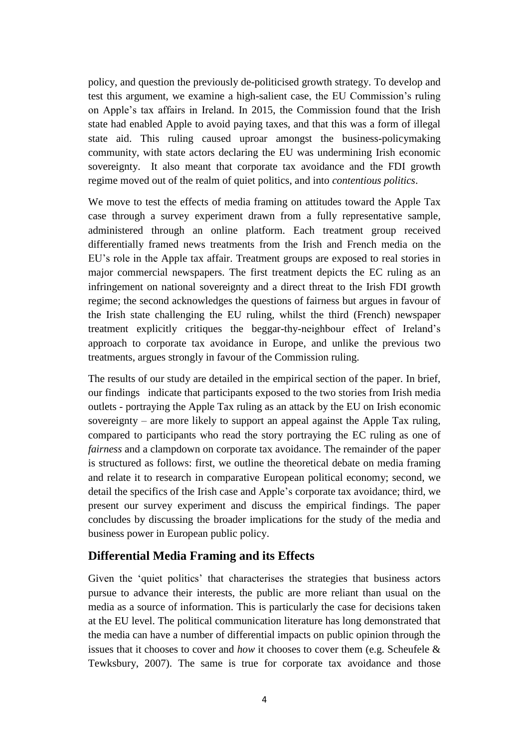policy, and question the previously de-politicised growth strategy. To develop and test this argument, we examine a high-salient case, the EU Commission's ruling on Apple's tax affairs in Ireland. In 2015, the Commission found that the Irish state had enabled Apple to avoid paying taxes, and that this was a form of illegal state aid. This ruling caused uproar amongst the business-policymaking community, with state actors declaring the EU was undermining Irish economic sovereignty. It also meant that corporate tax avoidance and the FDI growth regime moved out of the realm of quiet politics, and into *contentious politics*.

We move to test the effects of media framing on attitudes toward the Apple Tax case through a survey experiment drawn from a fully representative sample, administered through an online platform. Each treatment group received differentially framed news treatments from the Irish and French media on the EU's role in the Apple tax affair. Treatment groups are exposed to real stories in major commercial newspapers. The first treatment depicts the EC ruling as an infringement on national sovereignty and a direct threat to the Irish FDI growth regime; the second acknowledges the questions of fairness but argues in favour of the Irish state challenging the EU ruling, whilst the third (French) newspaper treatment explicitly critiques the beggar-thy-neighbour effect of Ireland's approach to corporate tax avoidance in Europe, and unlike the previous two treatments, argues strongly in favour of the Commission ruling.

The results of our study are detailed in the empirical section of the paper. In brief, our findings indicate that participants exposed to the two stories from Irish media outlets - portraying the Apple Tax ruling as an attack by the EU on Irish economic sovereignty – are more likely to support an appeal against the Apple Tax ruling, compared to participants who read the story portraying the EC ruling as one of *fairness* and a clampdown on corporate tax avoidance. The remainder of the paper is structured as follows: first, we outline the theoretical debate on media framing and relate it to research in comparative European political economy; second, we detail the specifics of the Irish case and Apple's corporate tax avoidance; third, we present our survey experiment and discuss the empirical findings. The paper concludes by discussing the broader implications for the study of the media and business power in European public policy.

## Differential Media Framing and its Effects

Given the 'quiet politics' that characterises the strategies that business actors pursue to advance their interests, the public are more reliant than usual on the media as a source of information. This is particularly the case for decisions taken at the EU level. The political communication literature has long demonstrated that the media can have a number of differential impacts on public opinion through the issues that it chooses to cover and *how* it chooses to cover them (e.g. Scheufele & Tewksbury, 2007). The same is true for corporate tax avoidance and those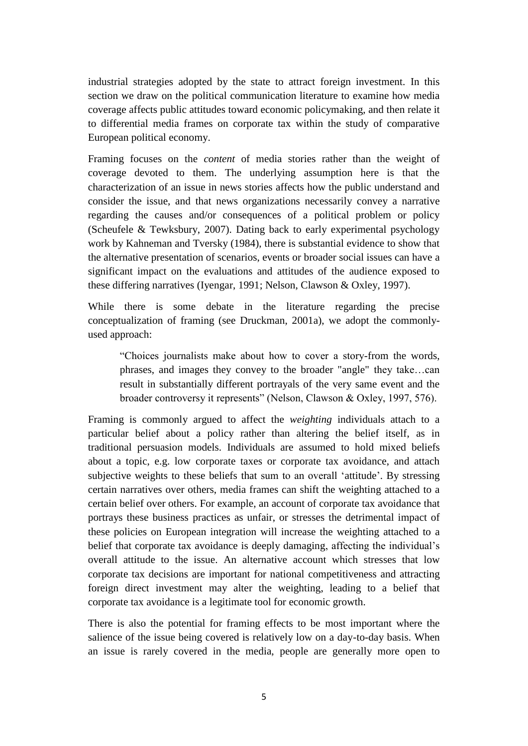industrial strategies adopted by the state to attract foreign investment. In this section we draw on the political communication literature to examine how media coverage affects public attitudes toward economic policymaking, and then relate it to differential media frames on corporate tax within the study of comparative European political economy.

Framing focuses on the *content* of media stories rather than the weight of coverage devoted to them. The underlying assumption here is that the characterization of an issue in news stories affects how the public understand and consider the issue, and that news organizations necessarily convey a narrative regarding the causes and/or consequences of a political problem or policy (Scheufele & Tewksbury, 2007). Dating back to early experimental psychology work by Kahneman and Tversky (1984), there is substantial evidence to show that the alternative presentation of scenarios, events or broader social issues can have a significant impact on the evaluations and attitudes of the audience exposed to these differing narratives (Iyengar, 1991; Nelson, Clawson & Oxley, 1997).

While there is some debate in the literature regarding the precise conceptualization of framing (see Druckman, 2001a), we adopt the commonly-used approach:

> "Choices journalists make about how to cover a story-from the words, phrases, and images they convey to the broader "angle" they take…can result in substantially different portrayals of the very same event and the broader controversy it represents" (Nelson, Clawson & Oxley, 1997, 576).

Framing is commonly argued to affect the *weighting* individuals attach to a particular belief about a policy rather than altering the belief itself, as in traditional persuasion models. Individuals are assumed to hold mixed beliefs about a topic, e.g. low corporate taxes or corporate tax avoidance, and attach subjective weights to these beliefs that sum to an overall 'attitude'. By stressing certain narratives over others, media frames can shift the weighting attached to a certain belief over others. For example, an account of corporate tax avoidance that portrays these business practices as unfair, or stresses the detrimental impact of these policies on European integration will increase the weighting attached to a belief that corporate tax avoidance is deeply damaging, affecting the individual's overall attitude to the issue. An alternative account which stresses that low corporate tax decisions are important for national competitiveness and attracting foreign direct investment may alter the weighting, leading to a belief that corporate tax avoidance is a legitimate tool for economic growth.

There is also the potential for framing effects to be most important where the salience of the issue being covered is relatively low on a day-to-day basis. When an issue is rarely covered in the media, people are generally more open to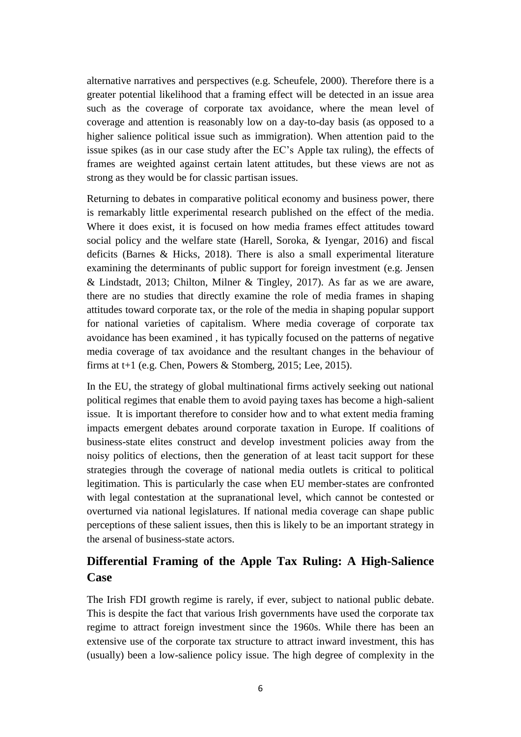alternative narratives and perspectives (e.g. Scheufele, 2000). Therefore there is a greater potential likelihood that a framing effect will be detected in an issue area such as the coverage of corporate tax avoidance, where the mean level of coverage and attention is reasonably low on a day-to-day basis (as opposed to a higher salience political issue such as immigration). When attention paid to the issue spikes (as in our case study after the EC's Apple tax ruling), the effects of frames are weighted against certain latent attitudes, but these views are not as strong as they would be for classic partisan issues.

Returning to debates in comparative political economy and business power, there is remarkably little experimental research published on the effect of the media. Where it does exist, it is focused on how media frames effect attitudes toward social policy and the welfare state (Harell, Soroka, & Iyengar, 2016) and fiscal deficits (Barnes & Hicks, 2018). There is also a small experimental literature examining the determinants of public support for foreign investment (e.g. Jensen & Lindstadt, 2013; Chilton, Milner & Tingley, 2017). As far as we are aware, there are no studies that directly examine the role of media frames in shaping attitudes toward corporate tax, or the role of the media in shaping popular support for national varieties of capitalism. Where media coverage of corporate tax avoidance has been examined , it has typically focused on the patterns of negative media coverage of tax avoidance and the resultant changes in the behaviour of firms at t+1 (e.g. Chen, Powers & Stomberg, 2015; Lee, 2015).

In the EU, the strategy of global multinational firms actively seeking out national political regimes that enable them to avoid paying taxes has become a high-salient issue. It is important therefore to consider how and to what extent media framing impacts emergent debates around corporate taxation in Europe. If coalitions of business-state elites construct and develop investment policies away from the noisy politics of elections, then the generation of at least tacit support for these strategies through the coverage of national media outlets is critical to political legitimation. This is particularly the case when EU member-states are confronted with legal contestation at the supranational level, which cannot be contested or overturned via national legislatures. If national media coverage can shape public perceptions of these salient issues, then this is likely to be an important strategy in the arsenal of business-state actors.

## Differential Framing of the Apple Tax Ruling: A High-Salience Case

The Irish FDI growth regime is rarely, if ever, subject to national public debate. This is despite the fact that various Irish governments have used the corporate tax regime to attract foreign investment since the 1960s. While there has been an extensive use of the corporate tax structure to attract inward investment, this has (usually) been a low-salience policy issue. The high degree of complexity in the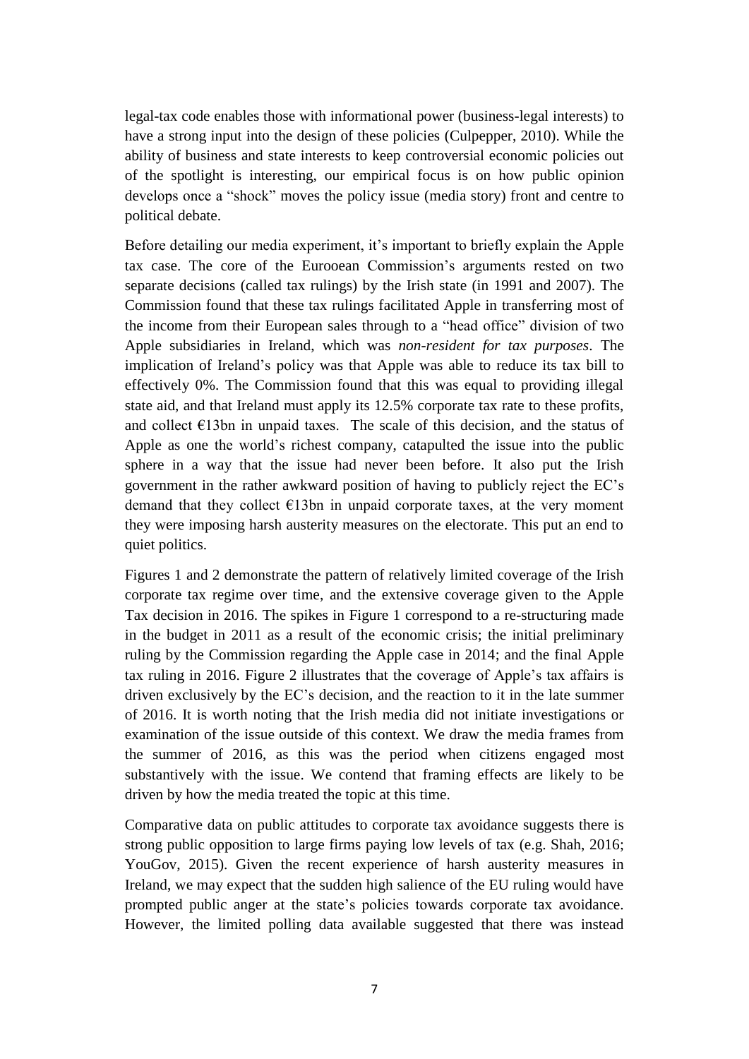legal-tax code enables those with informational power (business-legal interests) to have a strong input into the design of these policies (Culpepper, 2010). While the ability of business and state interests to keep controversial economic policies out of the spotlight is interesting, our empirical focus is on how public opinion develops once a "shock" moves the policy issue (media story) front and centre to political debate.

Before detailing our media experiment, it's important to briefly explain the Apple tax case. The core of the Eurooean Commission's arguments rested on two separate decisions (called tax rulings) by the Irish state (in 1991 and 2007). The Commission found that these tax rulings facilitated Apple in transferring most of the income from their European sales through to a "head office" division of two Apple subsidiaries in Ireland, which was *non-resident for tax purposes*. The implication of Ireland's policy was that Apple was able to reduce its tax bill to effectively 0%. The Commission found that this was equal to providing illegal state aid, and that Ireland must apply its 12.5% corporate tax rate to these profits, and collect €13bn in unpaid taxes. The scale of this decision, and the status of Apple as one the world's richest company, catapulted the issue into the public sphere in a way that the issue had never been before. It also put the Irish government in the rather awkward position of having to publicly reject the EC's demand that they collect €13bn in unpaid corporate taxes, at the very moment they were imposing harsh austerity measures on the electorate. This put an end to quiet politics.

Figures 1 and 2 demonstrate the pattern of relatively limited coverage of the Irish corporate tax regime over time, and the extensive coverage given to the Apple Tax decision in 2016. The spikes in Figure 1 correspond to a re-structuring made in the budget in 2011 as a result of the economic crisis; the initial preliminary ruling by the Commission regarding the Apple case in 2014; and the final Apple tax ruling in 2016. Figure 2 illustrates that the coverage of Apple's tax affairs is driven exclusively by the EC's decision, and the reaction to it in the late summer of 2016. It is worth noting that the Irish media did not initiate investigations or examination of the issue outside of this context. We draw the media frames from the summer of 2016, as this was the period when citizens engaged most substantively with the issue. We contend that framing effects are likely to be driven by how the media treated the topic at this time.

Comparative data on public attitudes to corporate tax avoidance suggests there is strong public opposition to large firms paying low levels of tax (e.g. Shah, 2016; YouGov, 2015). Given the recent experience of harsh austerity measures in Ireland, we may expect that the sudden high salience of the EU ruling would have prompted public anger at the state's policies towards corporate tax avoidance. However, the limited polling data available suggested that there was instead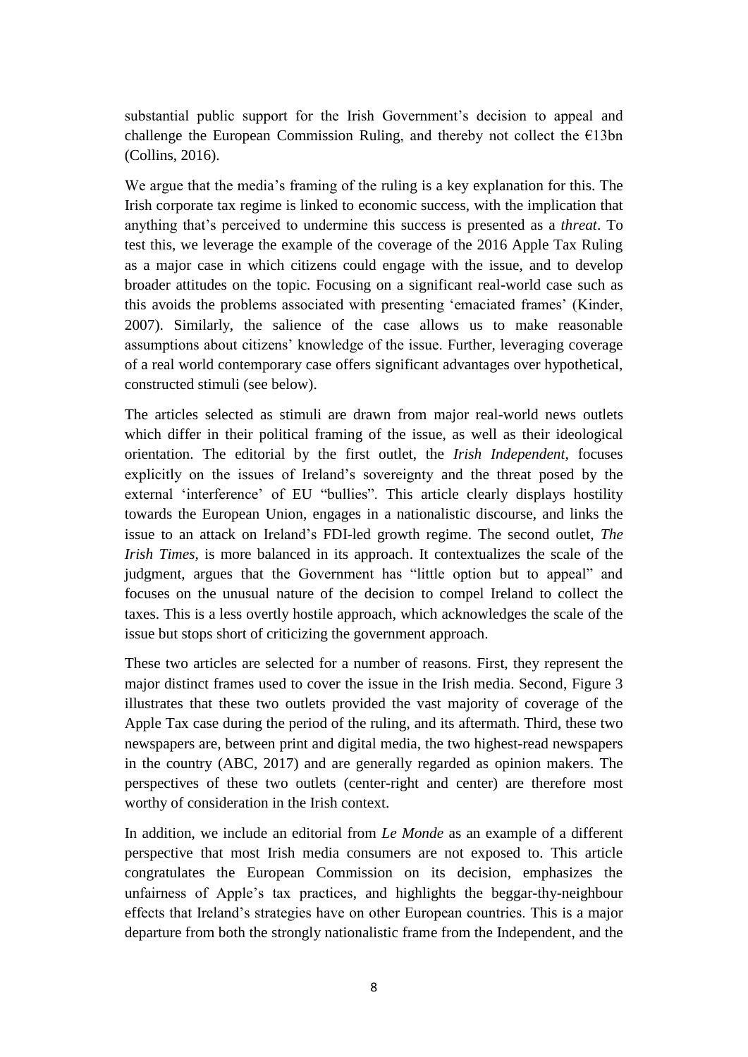substantial public support for the Irish Government's decision to appeal and challenge the European Commission Ruling, and thereby not collect the €13bn (Collins, 2016).

We argue that the media's framing of the ruling is a key explanation for this. The Irish corporate tax regime is linked to economic success, with the implication that anything that's perceived to undermine this success is presented as a *threat*. To test this, we leverage the example of the coverage of the 2016 Apple Tax Ruling as a major case in which citizens could engage with the issue, and to develop broader attitudes on the topic. Focusing on a significant real-world case such as this avoids the problems associated with presenting 'emaciated frames' (Kinder, 2007). Similarly, the salience of the case allows us to make reasonable assumptions about citizens' knowledge of the issue. Further, leveraging coverage of a real world contemporary case offers significant advantages over hypothetical, constructed stimuli (see below).

The articles selected as stimuli are drawn from major real-world news outlets which differ in their political framing of the issue, as well as their ideological orientation. The editorial by the first outlet, the *Irish Independent*, focuses explicitly on the issues of Ireland's sovereignty and the threat posed by the external 'interference' of EU "bullies". This article clearly displays hostility towards the European Union, engages in a nationalistic discourse, and links the issue to an attack on Ireland's FDI-led growth regime. The second outlet, *The Irish Times*, is more balanced in its approach. It contextualizes the scale of the judgment, argues that the Government has "little option but to appeal" and focuses on the unusual nature of the decision to compel Ireland to collect the taxes. This is a less overtly hostile approach, which acknowledges the scale of the issue but stops short of criticizing the government approach.

These two articles are selected for a number of reasons. First, they represent the major distinct frames used to cover the issue in the Irish media. Second, Figure 3 illustrates that these two outlets provided the vast majority of coverage of the Apple Tax case during the period of the ruling, and its aftermath. Third, these two newspapers are, between print and digital media, the two highest-read newspapers in the country (ABC, 2017) and are generally regarded as opinion makers. The perspectives of these two outlets (center-right and center) are therefore most worthy of consideration in the Irish context.

In addition, we include an editorial from *Le Monde* as an example of a different perspective that most Irish media consumers are not exposed to. This article congratulates the European Commission on its decision, emphasizes the unfairness of Apple's tax practices, and highlights the beggar-thy-neighbour effects that Ireland's strategies have on other European countries. This is a major departure from both the strongly nationalistic frame from the Independent, and the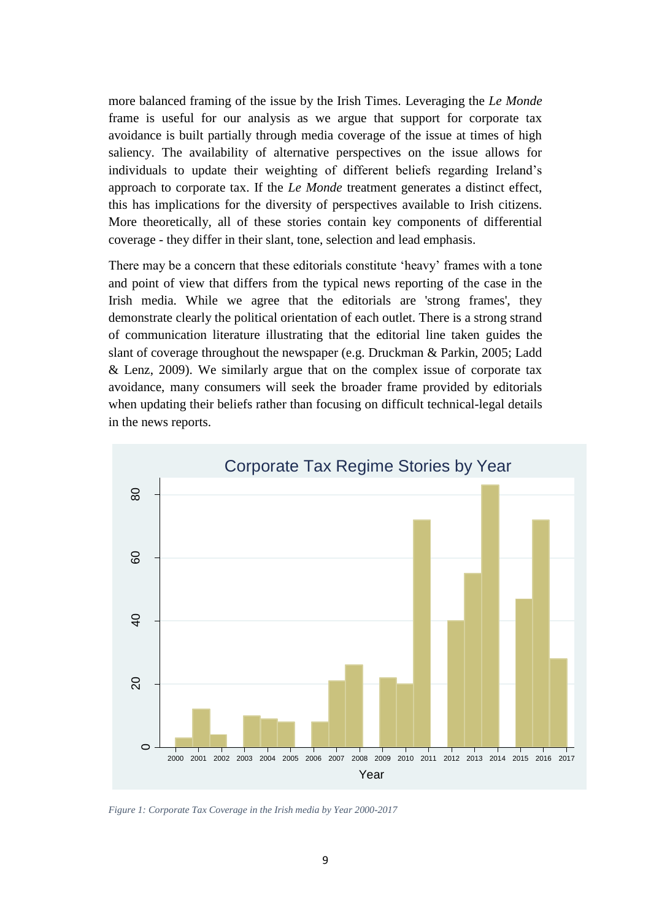more balanced framing of the issue by the Irish Times. Leveraging the *Le Monde* frame is useful for our analysis as we argue that support for corporate tax avoidance is built partially through media coverage of the issue at times of high saliency. The availability of alternative perspectives on the issue allows for individuals to update their weighting of different beliefs regarding Ireland's approach to corporate tax. If the *Le Monde* treatment generates a distinct effect, this has implications for the diversity of perspectives available to Irish citizens. More theoretically, all of these stories contain key components of differential coverage - they differ in their slant, tone, selection and lead emphasis.

There may be a concern that these editorials constitute 'heavy' frames with a tone and point of view that differs from the typical news reporting of the case in the Irish media. While we agree that the editorials are 'strong frames', they demonstrate clearly the political orientation of each outlet. There is a strong strand of communication literature illustrating that the editorial line taken guides the slant of coverage throughout the newspaper (e.g. Druckman & Parkin, 2005; Ladd & Lenz, 2009). We similarly argue that on the complex issue of corporate tax avoidance, many consumers will seek the broader frame provided by editorials when updating their beliefs rather than focusing on difficult technical-legal details in the news reports.

*Figure 1: Corporate Tax Coverage in the Irish media by Year 2000-2017*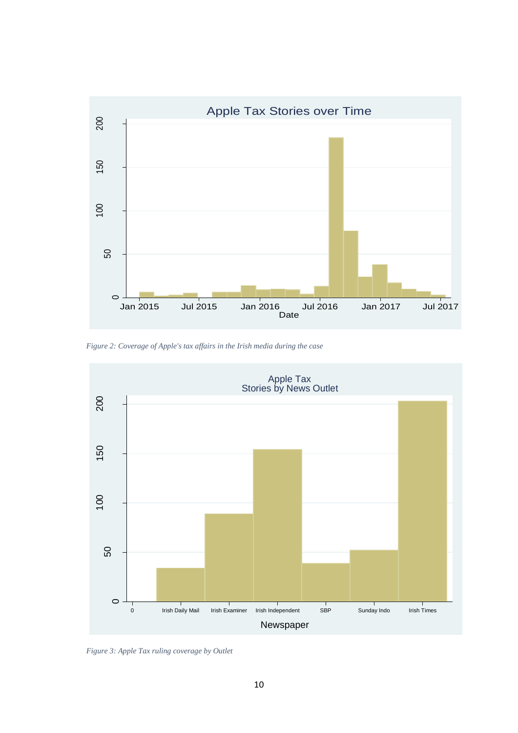*Figure 2: Coverage of Apple's tax affairs in the Irish media during the case*

*Figure 3: Apple Tax ruling coverage by Outlet*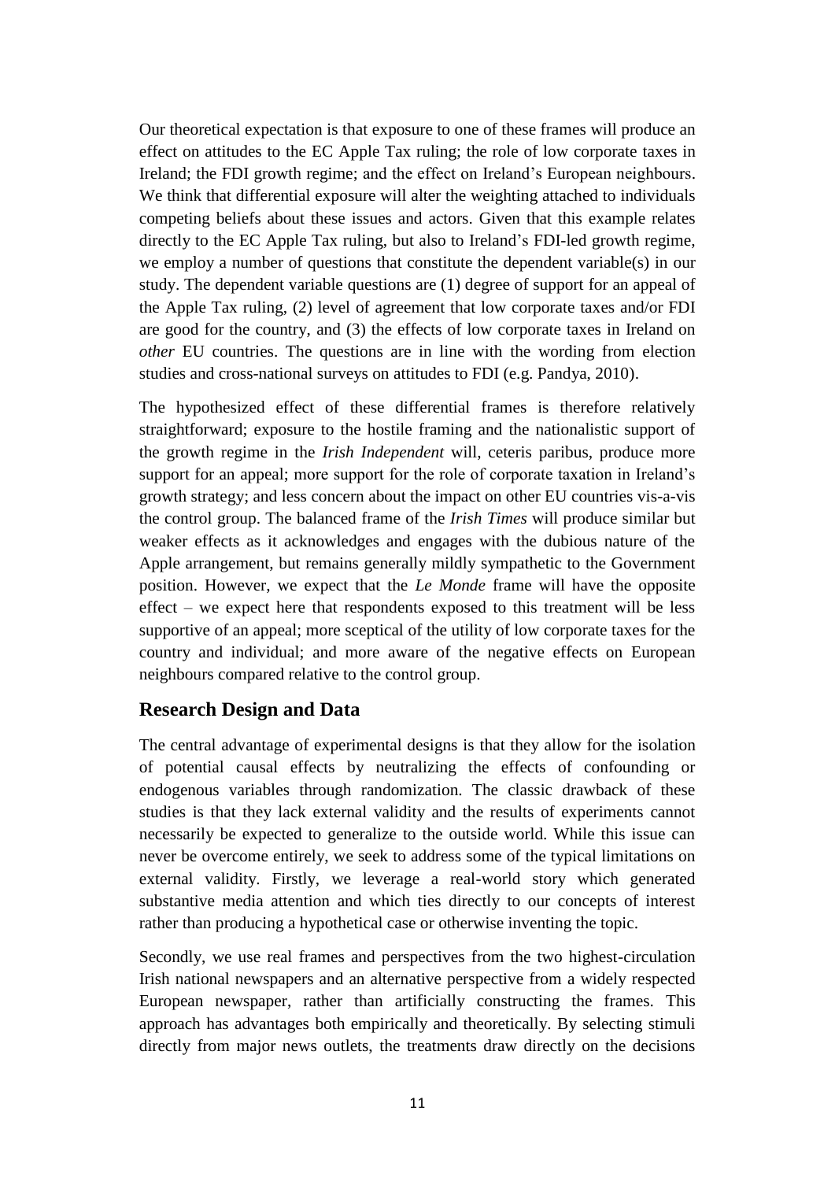Our theoretical expectation is that exposure to one of these frames will produce an effect on attitudes to the EC Apple Tax ruling; the role of low corporate taxes in Ireland; the FDI growth regime; and the effect on Ireland's European neighbours. We think that differential exposure will alter the weighting attached to individuals competing beliefs about these issues and actors. Given that this example relates directly to the EC Apple Tax ruling, but also to Ireland's FDI-led growth regime, we employ a number of questions that constitute the dependent variable(s) in our study. The dependent variable questions are (1) degree of support for an appeal of the Apple Tax ruling, (2) level of agreement that low corporate taxes and/or FDI are good for the country, and (3) the effects of low corporate taxes in Ireland on *other* EU countries. The questions are in line with the wording from election studies and cross-national surveys on attitudes to FDI (e.g. Pandya, 2010).

The hypothesized effect of these differential frames is therefore relatively straightforward; exposure to the hostile framing and the nationalistic support of the growth regime in the *Irish Independent* will, ceteris paribus, produce more support for an appeal; more support for the role of corporate taxation in Ireland's growth strategy; and less concern about the impact on other EU countries vis-a-vis the control group. The balanced frame of the *Irish Times* will produce similar but weaker effects as it acknowledges and engages with the dubious nature of the Apple arrangement, but remains generally mildly sympathetic to the Government position. However, we expect that the *Le Monde* frame will have the opposite effect – we expect here that respondents exposed to this treatment will be less supportive of an appeal; more sceptical of the utility of low corporate taxes for the country and individual; and more aware of the negative effects on European neighbours compared relative to the control group.

## Research Design and Data

The central advantage of experimental designs is that they allow for the isolation of potential causal effects by neutralizing the effects of confounding or endogenous variables through randomization. The classic drawback of these studies is that they lack external validity and the results of experiments cannot necessarily be expected to generalize to the outside world. While this issue can never be overcome entirely, we seek to address some of the typical limitations on external validity. Firstly, we leverage a real-world story which generated substantive media attention and which ties directly to our concepts of interest rather than producing a hypothetical case or otherwise inventing the topic.

Secondly, we use real frames and perspectives from the two highest-circulation Irish national newspapers and an alternative perspective from a widely respected European newspaper, rather than artificially constructing the frames. This approach has advantages both empirically and theoretically. By selecting stimuli directly from major news outlets, the treatments draw directly on the decisions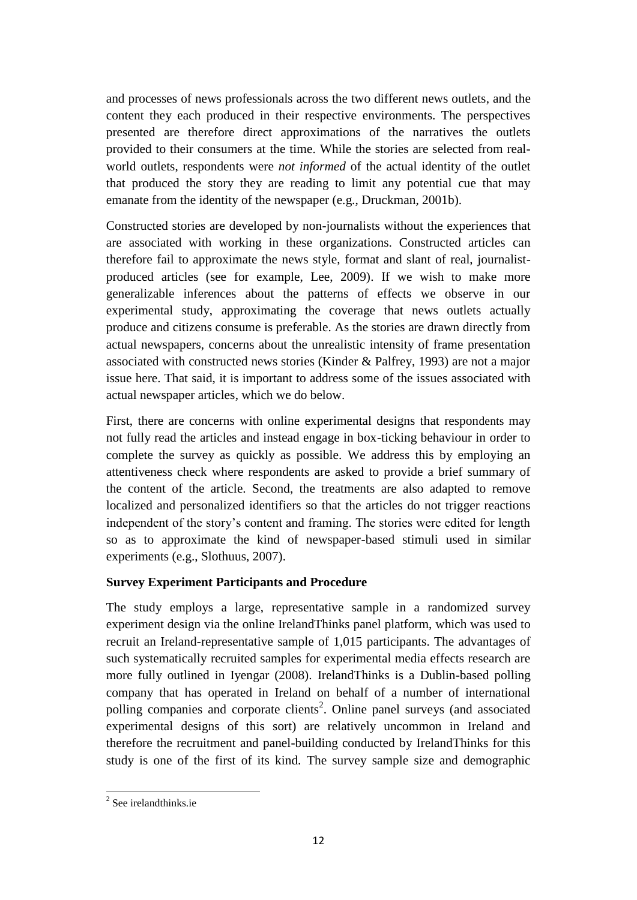and processes of news professionals across the two different news outlets, and the content they each produced in their respective environments. The perspectives presented are therefore direct approximations of the narratives the outlets provided to their consumers at the time. While the stories are selected from real-world outlets, respondents were *not informed* of the actual identity of the outlet that produced the story they are reading to limit any potential cue that may emanate from the identity of the newspaper (e.g., Druckman, 2001b).

Constructed stories are developed by non-journalists without the experiences that are associated with working in these organizations. Constructed articles can therefore fail to approximate the news style, format and slant of real, journalist-produced articles (see for example, Lee, 2009). If we wish to make more generalizable inferences about the patterns of effects we observe in our experimental study, approximating the coverage that news outlets actually produce and citizens consume is preferable. As the stories are drawn directly from actual newspapers, concerns about the unrealistic intensity of frame presentation associated with constructed news stories (Kinder & Palfrey, 1993) are not a major issue here. That said, it is important to address some of the issues associated with actual newspaper articles, which we do below.

First, there are concerns with online experimental designs that respondents may not fully read the articles and instead engage in box-ticking behaviour in order to complete the survey as quickly as possible. We address this by employing an attentiveness check where respondents are asked to provide a brief summary of the content of the article. Second, the treatments are also adapted to remove localized and personalized identifiers so that the articles do not trigger reactions independent of the story's content and framing. The stories were edited for length so as to approximate the kind of newspaper-based stimuli used in similar experiments (e.g., Slothuus, 2007).

**Survey Experiment Participants and Procedure**

The study employs a large, representative sample in a randomized survey experiment design via the online IrelandThinks panel platform, which was used to recruit an Ireland-representative sample of 1,015 participants. The advantages of such systematically recruited samples for experimental media effects research are more fully outlined in Iyengar (2008). IrelandThinks is a Dublin-based polling company that has operated in Ireland on behalf of a number of international polling companies and corporate clients[2]. Online panel surveys (and associated experimental designs of this sort) are relatively uncommon in Ireland and therefore the recruitment and panel-building conducted by IrelandThinks for this study is one of the first of its kind. The survey sample size and demographic

[2] See irelandthinks.ie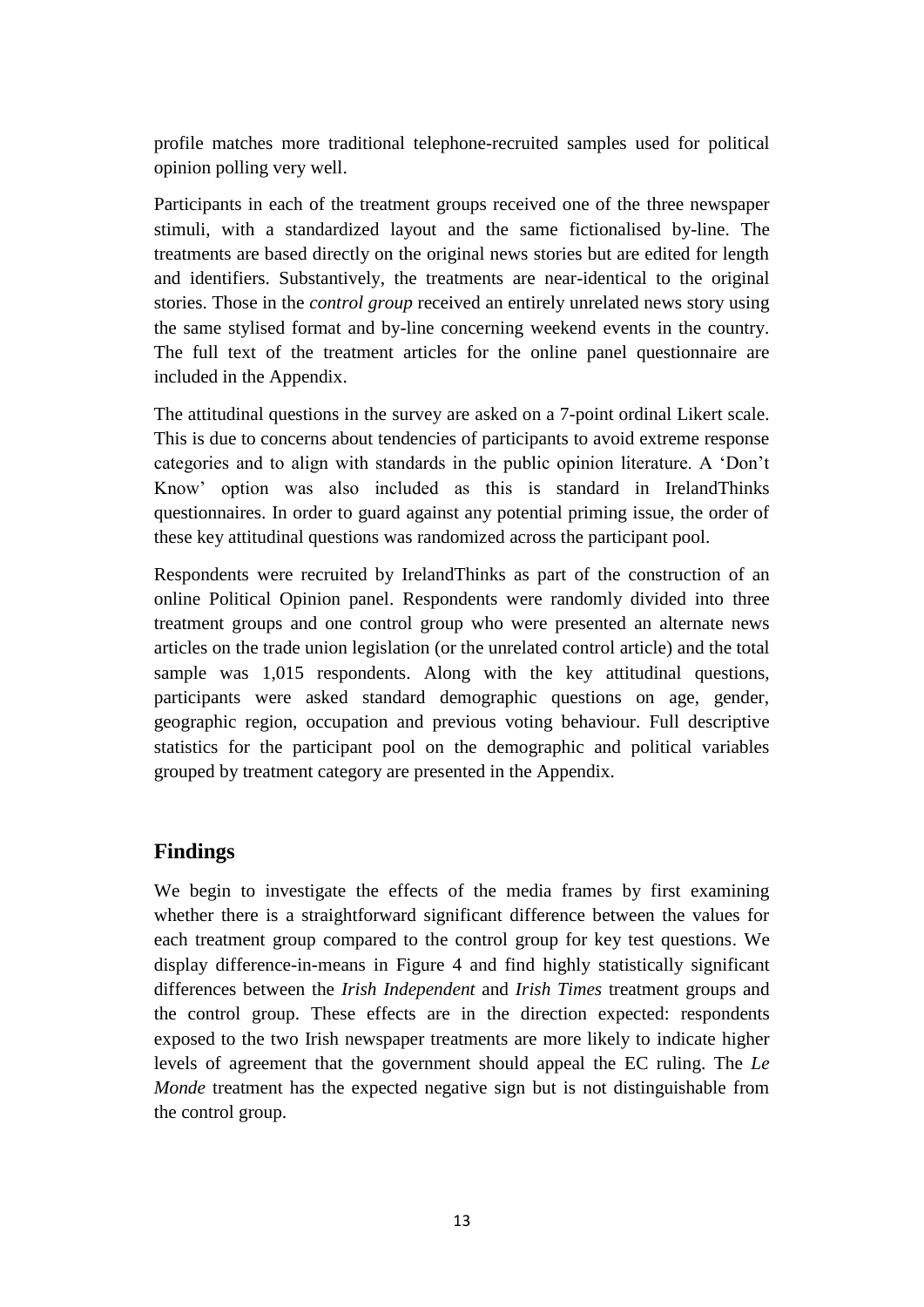profile matches more traditional telephone-recruited samples used for political opinion polling very well.

Participants in each of the treatment groups received one of the three newspaper stimuli, with a standardized layout and the same fictionalised by-line. The treatments are based directly on the original news stories but are edited for length and identifiers. Substantively, the treatments are near-identical to the original stories. Those in the *control group* received an entirely unrelated news story using the same stylised format and by-line concerning weekend events in the country. The full text of the treatment articles for the online panel questionnaire are included in the Appendix.

The attitudinal questions in the survey are asked on a 7-point ordinal Likert scale. This is due to concerns about tendencies of participants to avoid extreme response categories and to align with standards in the public opinion literature. A 'Don't Know' option was also included as this is standard in IrelandThinks questionnaires. In order to guard against any potential priming issue, the order of these key attitudinal questions was randomized across the participant pool.

Respondents were recruited by IrelandThinks as part of the construction of an online Political Opinion panel. Respondents were randomly divided into three treatment groups and one control group who were presented an alternate news articles on the trade union legislation (or the unrelated control article) and the total sample was 1,015 respondents. Along with the key attitudinal questions, participants were asked standard demographic questions on age, gender, geographic region, occupation and previous voting behaviour. Full descriptive statistics for the participant pool on the demographic and political variables grouped by treatment category are presented in the Appendix.

## Findings

We begin to investigate the effects of the media frames by first examining whether there is a straightforward significant difference between the values for each treatment group compared to the control group for key test questions. We display difference-in-means in Figure 4 and find highly statistically significant differences between the *Irish Independent* and *Irish Times* treatment groups and the control group. These effects are in the direction expected: respondents exposed to the two Irish newspaper treatments are more likely to indicate higher levels of agreement that the government should appeal the EC ruling. The *Le Monde* treatment has the expected negative sign but is not distinguishable from the control group.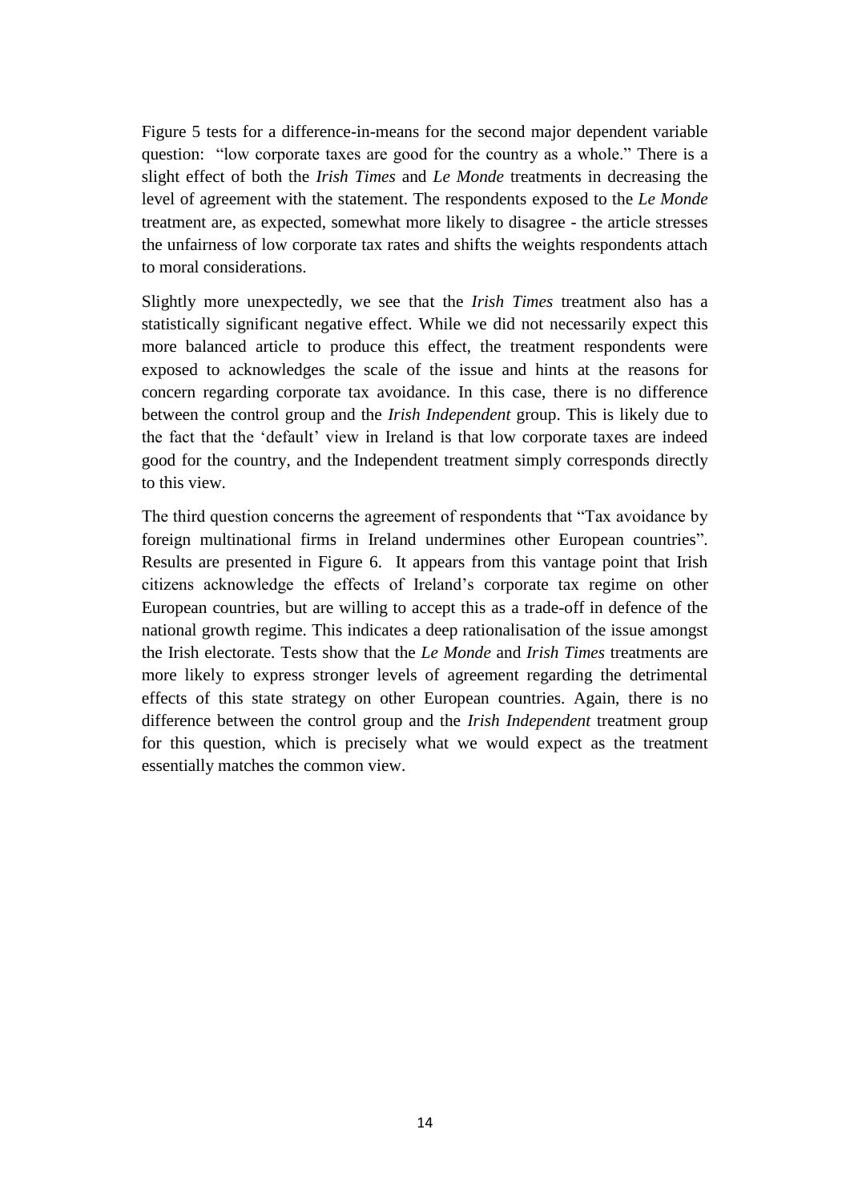Figure 5 tests for a difference-in-means for the second major dependent variable question: "low corporate taxes are good for the country as a whole." There is a slight effect of both the *Irish Times* and *Le Monde* treatments in decreasing the level of agreement with the statement. The respondents exposed to the *Le Monde* treatment are, as expected, somewhat more likely to disagree - the article stresses the unfairness of low corporate tax rates and shifts the weights respondents attach to moral considerations.

Slightly more unexpectedly, we see that the *Irish Times* treatment also has a statistically significant negative effect. While we did not necessarily expect this more balanced article to produce this effect, the treatment respondents were exposed to acknowledges the scale of the issue and hints at the reasons for concern regarding corporate tax avoidance. In this case, there is no difference between the control group and the *Irish Independent* group. This is likely due to the fact that the 'default' view in Ireland is that low corporate taxes are indeed good for the country, and the Independent treatment simply corresponds directly to this view.

The third question concerns the agreement of respondents that "Tax avoidance by foreign multinational firms in Ireland undermines other European countries". Results are presented in Figure 6. It appears from this vantage point that Irish citizens acknowledge the effects of Ireland's corporate tax regime on other European countries, but are willing to accept this as a trade-off in defence of the national growth regime. This indicates a deep rationalisation of the issue amongst the Irish electorate. Tests show that the *Le Monde* and *Irish Times* treatments are more likely to express stronger levels of agreement regarding the detrimental effects of this state strategy on other European countries. Again, there is no difference between the control group and the *Irish Independent* treatment group for this question, which is precisely what we would expect as the treatment essentially matches the common view.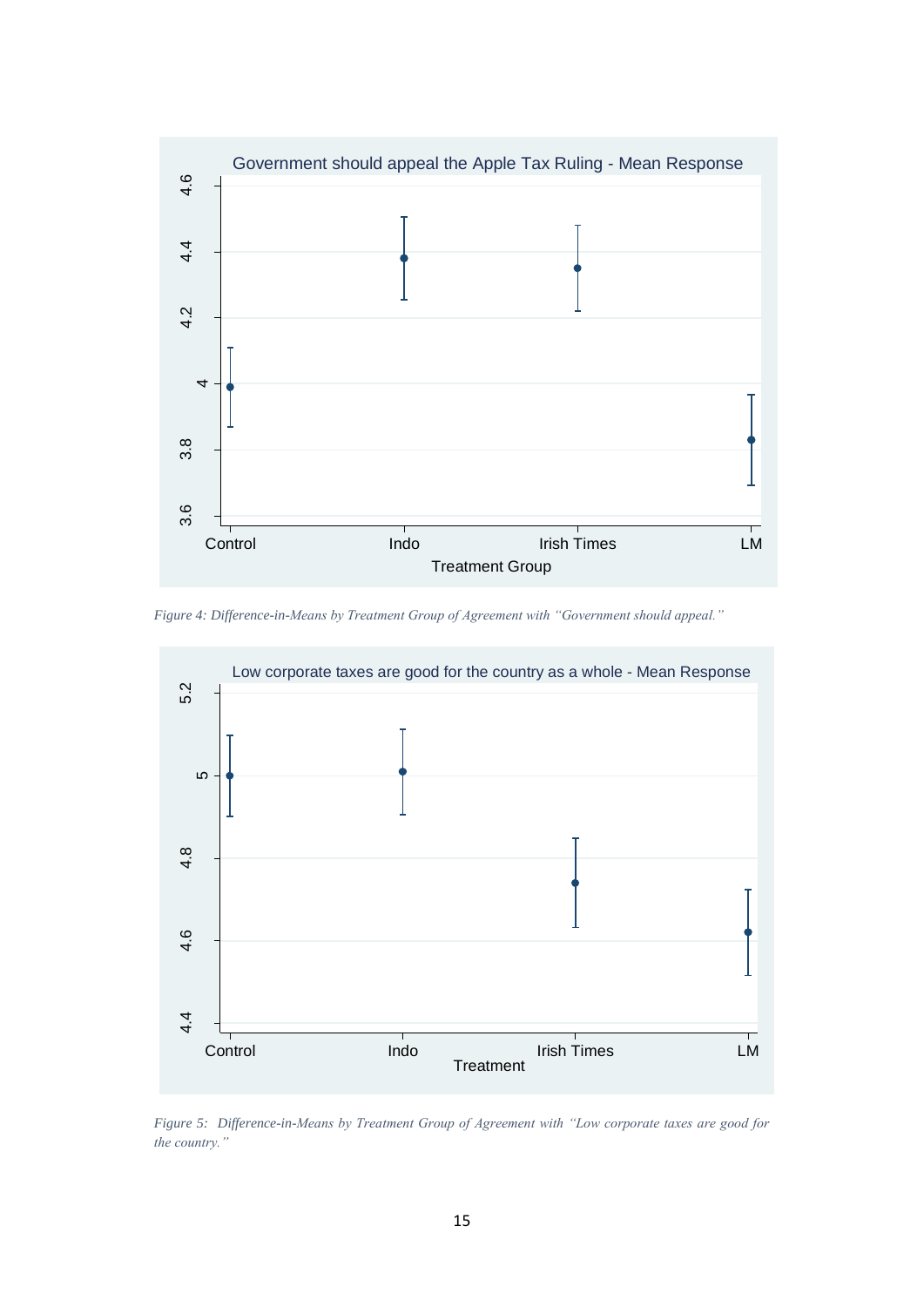*Figure 4: Difference-in-Means by Treatment Group of Agreement with "Government should appeal."*

*Figure 5: Difference-in-Means by Treatment Group of Agreement with "Low corporate taxes are good for the country."*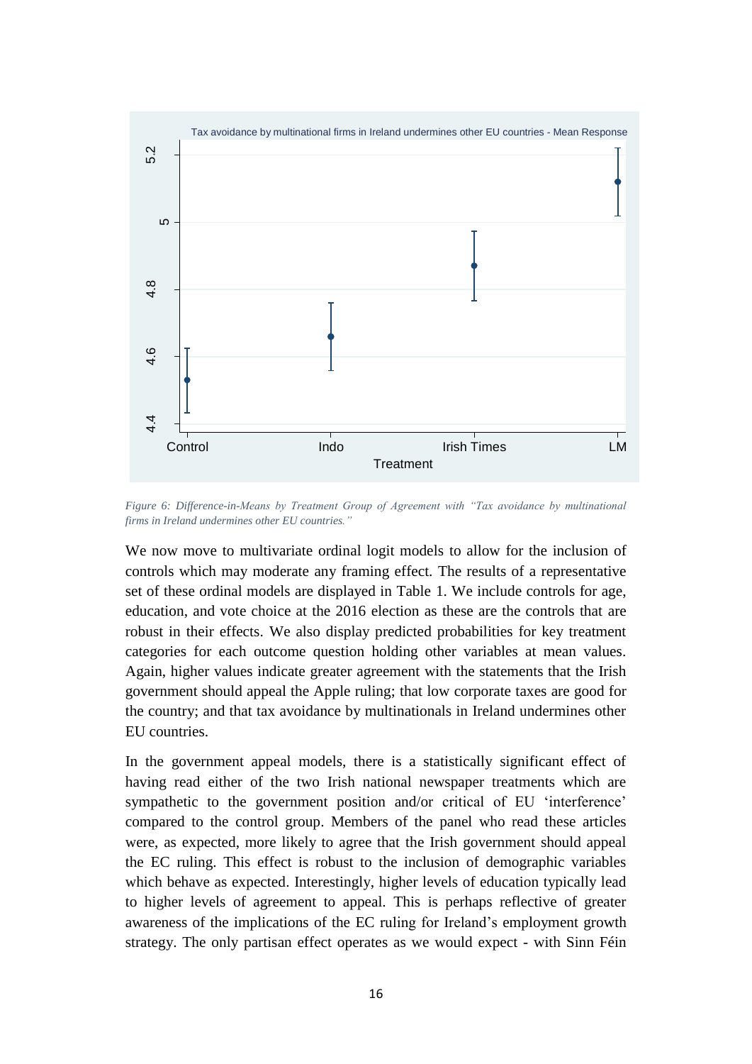*Figure 6: Difference-in-Means by Treatment Group of Agreement with "Tax avoidance by multinational firms in Ireland undermines other EU countries."*

We now move to multivariate ordinal logit models to allow for the inclusion of controls which may moderate any framing effect. The results of a representative set of these ordinal models are displayed in Table 1. We include controls for age, education, and vote choice at the 2016 election as these are the controls that are robust in their effects. We also display predicted probabilities for key treatment categories for each outcome question holding other variables at mean values. Again, higher values indicate greater agreement with the statements that the Irish government should appeal the Apple ruling; that low corporate taxes are good for the country; and that tax avoidance by multinationals in Ireland undermines other EU countries.

In the government appeal models, there is a statistically significant effect of having read either of the two Irish national newspaper treatments which are sympathetic to the government position and/or critical of EU 'interference' compared to the control group. Members of the panel who read these articles were, as expected, more likely to agree that the Irish government should appeal the EC ruling. This effect is robust to the inclusion of demographic variables which behave as expected. Interestingly, higher levels of education typically lead to higher levels of agreement to appeal. This is perhaps reflective of greater awareness of the implications of the EC ruling for Ireland's employment growth strategy. The only partisan effect operates as we would expect - with Sinn Féin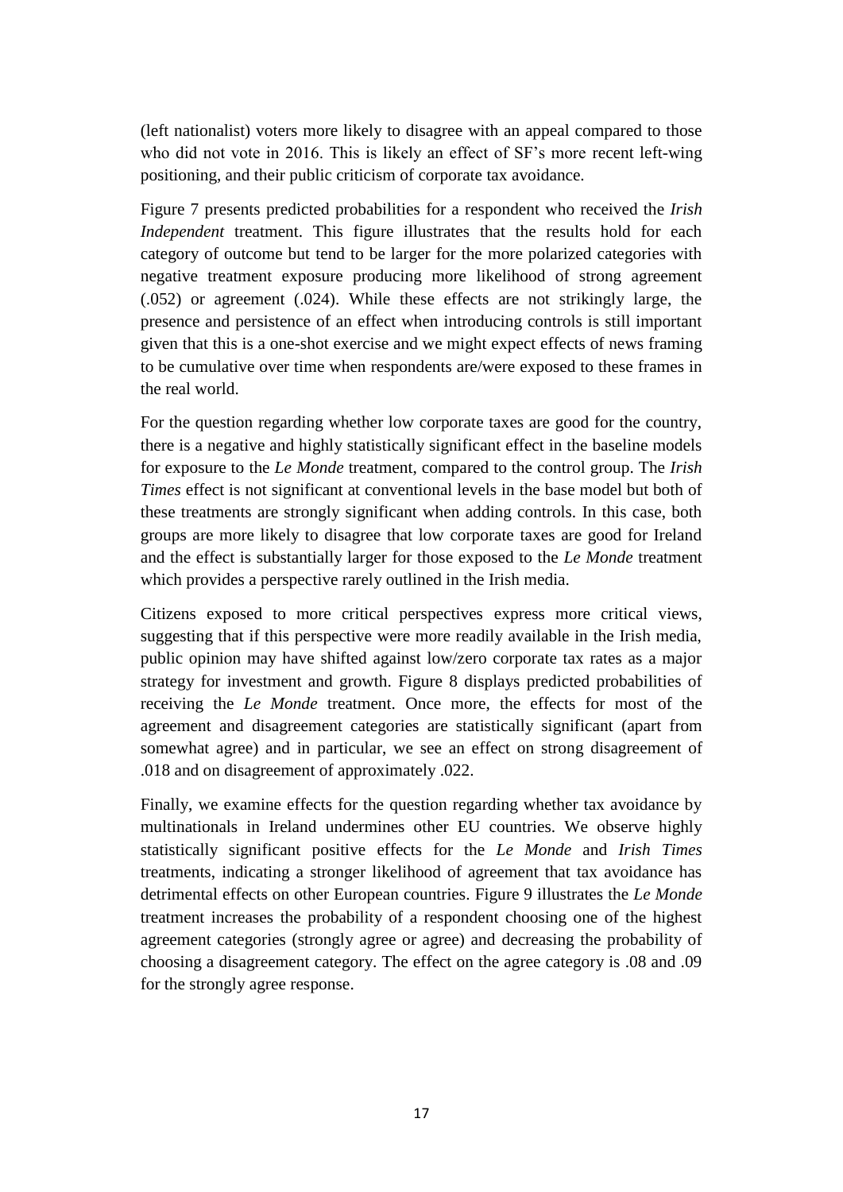(left nationalist) voters more likely to disagree with an appeal compared to those who did not vote in 2016. This is likely an effect of SF's more recent left-wing positioning, and their public criticism of corporate tax avoidance.

Figure 7 presents predicted probabilities for a respondent who received the *Irish Independent* treatment. This figure illustrates that the results hold for each category of outcome but tend to be larger for the more polarized categories with negative treatment exposure producing more likelihood of strong agreement (.052) or agreement (.024). While these effects are not strikingly large, the presence and persistence of an effect when introducing controls is still important given that this is a one-shot exercise and we might expect effects of news framing to be cumulative over time when respondents are/were exposed to these frames in the real world.

For the question regarding whether low corporate taxes are good for the country, there is a negative and highly statistically significant effect in the baseline models for exposure to the *Le Monde* treatment, compared to the control group. The *Irish Times* effect is not significant at conventional levels in the base model but both of these treatments are strongly significant when adding controls. In this case, both groups are more likely to disagree that low corporate taxes are good for Ireland and the effect is substantially larger for those exposed to the *Le Monde* treatment which provides a perspective rarely outlined in the Irish media.

Citizens exposed to more critical perspectives express more critical views, suggesting that if this perspective were more readily available in the Irish media, public opinion may have shifted against low/zero corporate tax rates as a major strategy for investment and growth. Figure 8 displays predicted probabilities of receiving the *Le Monde* treatment. Once more, the effects for most of the agreement and disagreement categories are statistically significant (apart from somewhat agree) and in particular, we see an effect on strong disagreement of .018 and on disagreement of approximately .022.

Finally, we examine effects for the question regarding whether tax avoidance by multinationals in Ireland undermines other EU countries. We observe highly statistically significant positive effects for the *Le Monde* and *Irish Times* treatments, indicating a stronger likelihood of agreement that tax avoidance has detrimental effects on other European countries. Figure 9 illustrates the *Le Monde* treatment increases the probability of a respondent choosing one of the highest agreement categories (strongly agree or agree) and decreasing the probability of choosing a disagreement category. The effect on the agree category is .08 and .09 for the strongly agree response.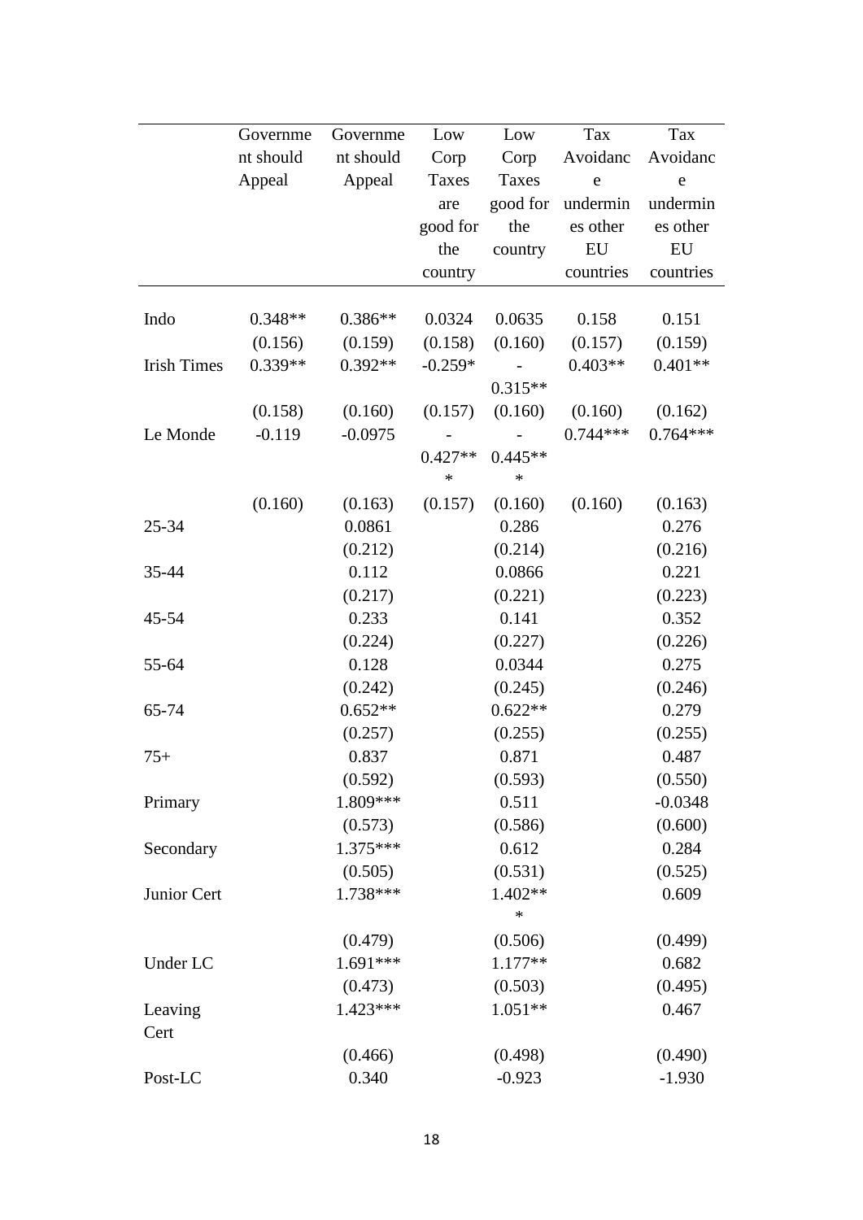| | Government should Appeal | Government should Appeal | Low Corp Taxes are good for the country | Low Corp Taxes good for the country | Tax Avoidance undermines other EU countries | Tax Avoidance undermines other EU countries |
|---|---|---|---|---|---|---|
| Indo | 0.348** | 0.386** | 0.0324 | 0.0635 | 0.158 | 0.151 |
| | (0.156) | (0.159) | (0.158) | (0.160) | (0.157) | (0.159) |
| Irish Times | 0.339** | 0.392** | -0.259* | -0.315** | 0.403** | 0.401** |
| | (0.158) | (0.160) | (0.157) | (0.160) | (0.160) | (0.162) |
| Le Monde | -0.119 | -0.0975 | -0.427*** | -0.445*** | 0.744*** | 0.764*** |
| | (0.160) | (0.163) | (0.157) | (0.160) | (0.160) | (0.163) |
| 25-34 | | 0.0861 | | 0.286 | | 0.276 |
| | | (0.212) | | (0.214) | | (0.216) |
| 35-44 | | 0.112 | | 0.0866 | | 0.221 |
| | | (0.217) | | (0.221) | | (0.223) |
| 45-54 | | 0.233 | | 0.141 | | 0.352 |
| | | (0.224) | | (0.227) | | (0.226) |
| 55-64 | | 0.128 | | 0.0344 | | 0.275 |
| | | (0.242) | | (0.245) | | (0.246) |
| 65-74 | | 0.652** | | 0.622** | | 0.279 |
| | | (0.257) | | (0.255) | | (0.255) |
| 75+ | | 0.837 | | 0.871 | | 0.487 |
| | | (0.592) | | (0.593) | | (0.550) |
| Primary | | 1.809*** | | 0.511 | | -0.0348 |
| | | (0.573) | | (0.586) | | (0.600) |
| Secondary | | 1.375*** | | 0.612 | | 0.284 |
| | | (0.505) | | (0.531) | | (0.525) |
| Junior Cert | | 1.738*** | | 1.402*** | | 0.609 |
| | | (0.479) | | (0.506) | | (0.499) |
| Under LC | | 1.691*** | | 1.177** | | 0.682 |
| | | (0.473) | | (0.503) | | (0.495) |
| Leaving Cert | | 1.423*** | | 1.051** | | 0.467 |
| | | (0.466) | | (0.498) | | (0.490) |
| Post-LC | | 0.340 | | -0.923 | | -1.930 |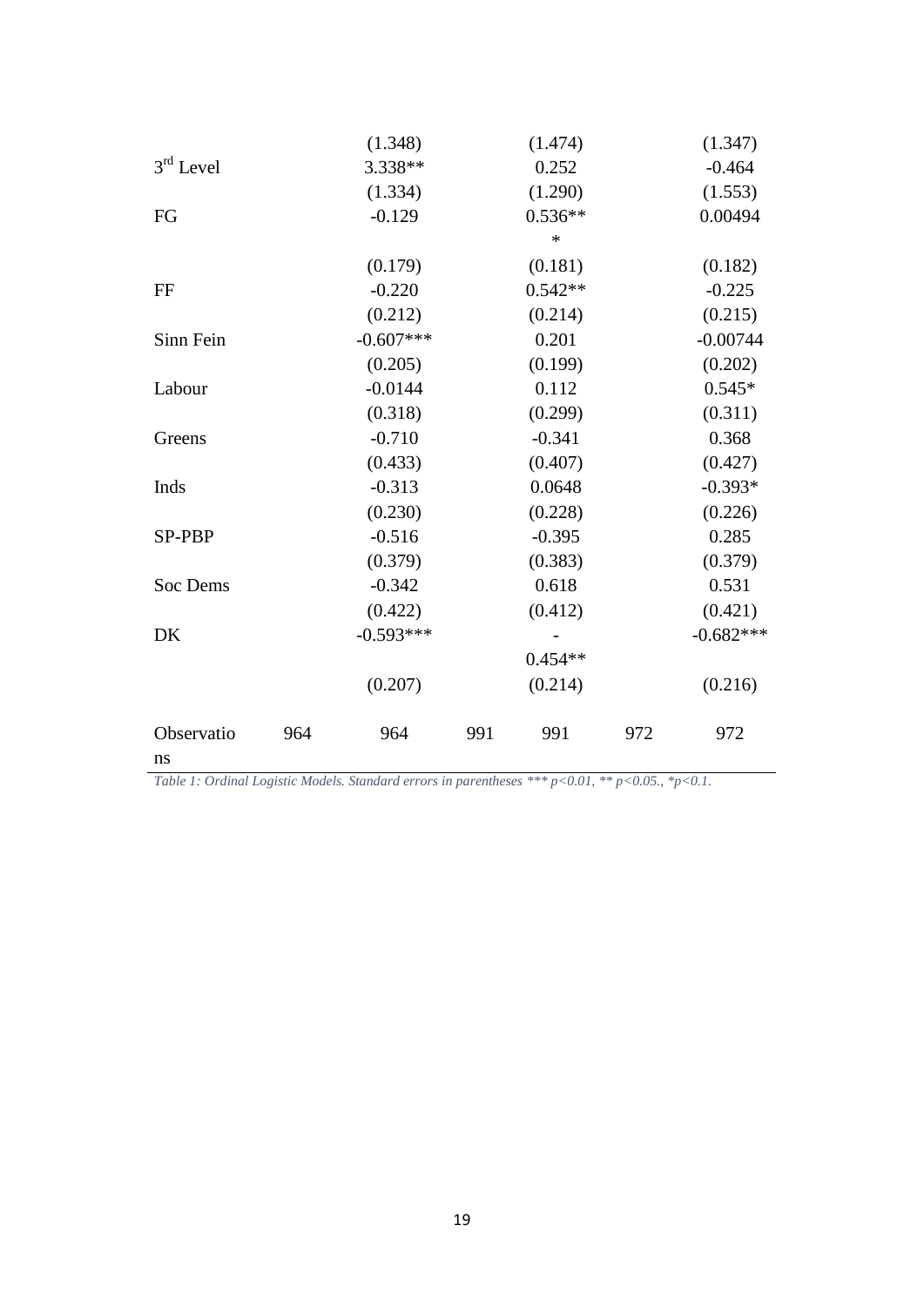| | | | | | | |
|---|---|---|---|---|---|---|
| | | (1.348) | | (1.474) | | (1.347) |
| 3rd Level | | 3.338** | | 0.252 | | -0.464 |
| | | (1.334) | | (1.290) | | (1.553) |
| FG | | -0.129 | | 0.536*** | | 0.00494 |
| | | (0.179) | | (0.181) | | (0.182) |
| FF | | -0.220 | | 0.542** | | -0.225 |
| | | (0.212) | | (0.214) | | (0.215) |
| Sinn Fein | | -0.607*** | | 0.201 | | -0.00744 |
| | | (0.205) | | (0.199) | | (0.202) |
| Labour | | -0.0144 | | 0.112 | | 0.545* |
| | | (0.318) | | (0.299) | | (0.311) |
| Greens | | -0.710 | | -0.341 | | 0.368 |
| | | (0.433) | | (0.407) | | (0.427) |
| Inds | | -0.313 | | 0.0648 | | -0.393* |
| | | (0.230) | | (0.228) | | (0.226) |
| SP-PBP | | -0.516 | | -0.395 | | 0.285 |
| | | (0.379) | | (0.383) | | (0.379) |
| Soc Dems | | -0.342 | | 0.618 | | 0.531 |
| | | (0.422) | | (0.412) | | (0.421) |
| DK | | -0.593*** | | -0.454** | | -0.682*** |
| | | (0.207) | | (0.214) | | (0.216) |
| Observations | 964 | 964 | 991 | 991 | 972 | 972 |

*Table 1: Ordinal Logistic Models. Standard errors in parentheses *** p<0.01, ** p<0.05., *p<0.1.*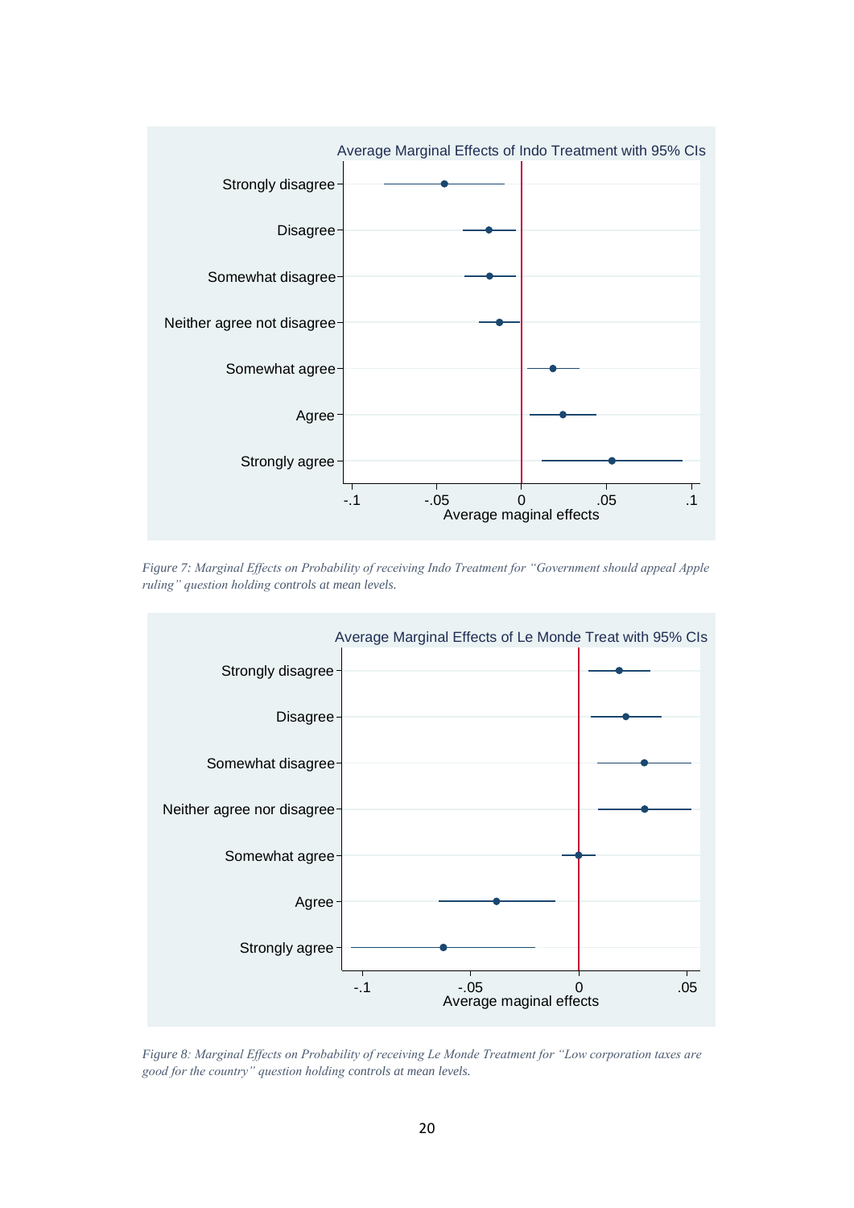Average Marginal Effects of Indo Treatment with 95% CIs

Strongly disagree

Disagree

Somewhat disagree

Neither agree not disagree

Somewhat agree

Agree

Strongly agree

-.1 -.05 0 .05 .1

Average maginal effects

*Figure 7: Marginal Effects on Probability of receiving Indo Treatment for "Government should appeal Apple ruling" question holding controls at mean levels.*

Average Marginal Effects of Le Monde Treat with 95% CIs

Strongly disagree

Disagree

Somewhat disagree

Neither agree nor disagree

Somewhat agree

Agree

Strongly agree

-.1 -.05 0 .05

Average maginal effects

*Figure 8: Marginal Effects on Probability of receiving Le Monde Treatment for "Low corporation taxes are good for the country" question holding controls at mean levels.*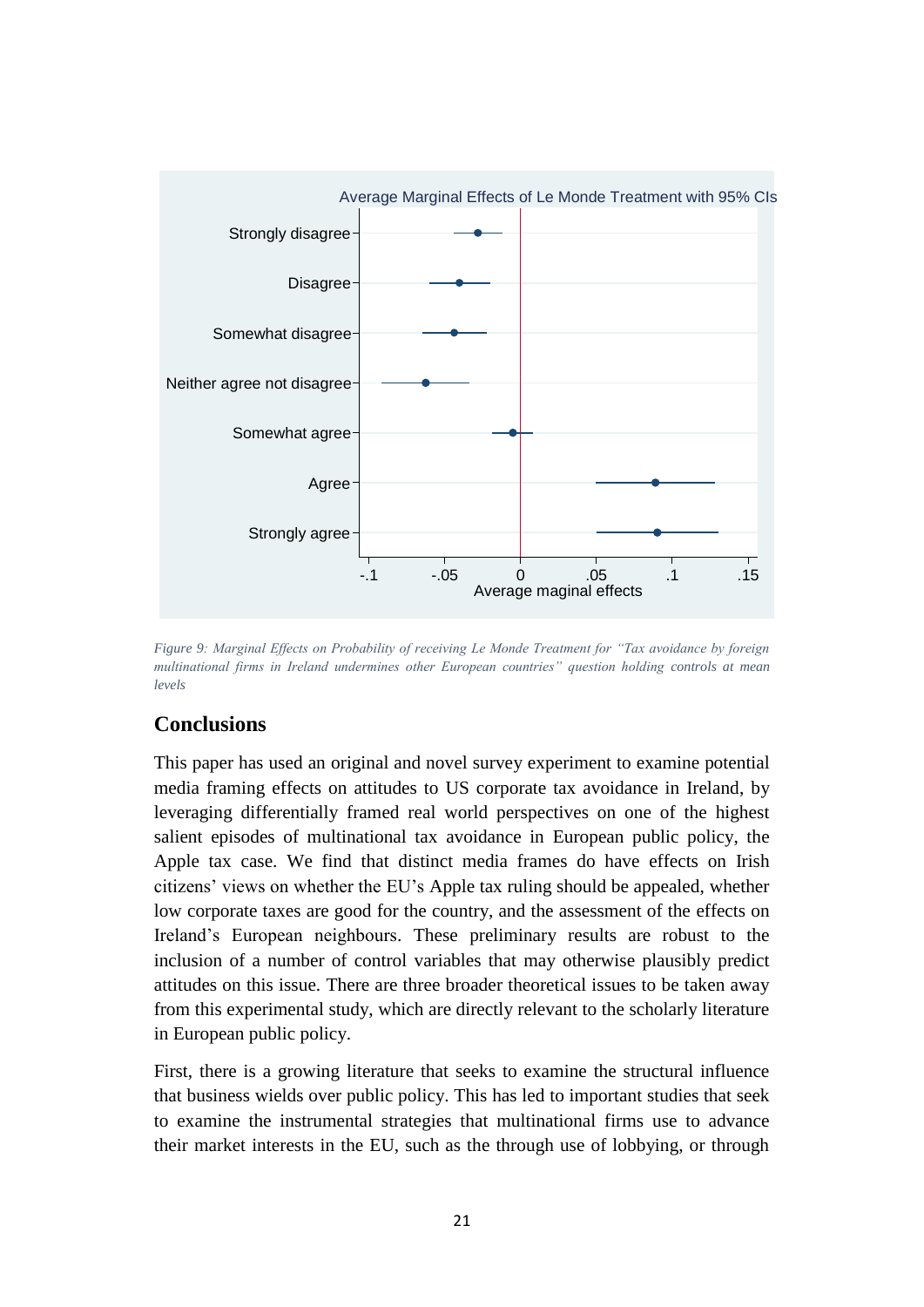*Figure 9: Marginal Effects on Probability of receiving Le Monde Treatment for "Tax avoidance by foreign multinational firms in Ireland undermines other European countries" question holding controls at mean levels*

## Conclusions

This paper has used an original and novel survey experiment to examine potential media framing effects on attitudes to US corporate tax avoidance in Ireland, by leveraging differentially framed real world perspectives on one of the highest salient episodes of multinational tax avoidance in European public policy, the Apple tax case. We find that distinct media frames do have effects on Irish citizens' views on whether the EU's Apple tax ruling should be appealed, whether low corporate taxes are good for the country, and the assessment of the effects on Ireland's European neighbours. These preliminary results are robust to the inclusion of a number of control variables that may otherwise plausibly predict attitudes on this issue. There are three broader theoretical issues to be taken away from this experimental study, which are directly relevant to the scholarly literature in European public policy.

First, there is a growing literature that seeks to examine the structural influence that business wields over public policy. This has led to important studies that seek to examine the instrumental strategies that multinational firms use to advance their market interests in the EU, such as the through use of lobbying, or through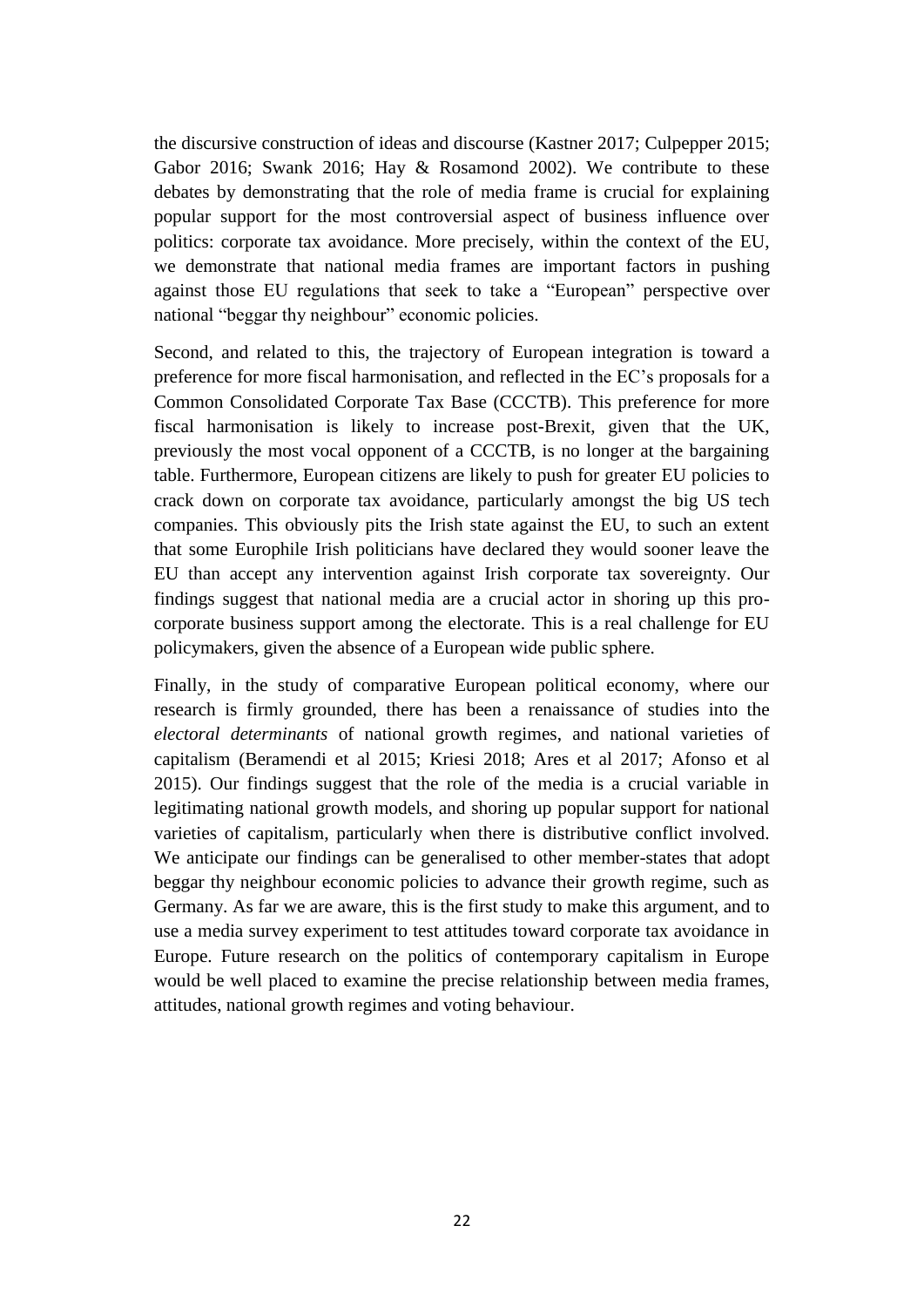the discursive construction of ideas and discourse (Kastner 2017; Culpepper 2015; Gabor 2016; Swank 2016; Hay & Rosamond 2002). We contribute to these debates by demonstrating that the role of media frame is crucial for explaining popular support for the most controversial aspect of business influence over politics: corporate tax avoidance. More precisely, within the context of the EU, we demonstrate that national media frames are important factors in pushing against those EU regulations that seek to take a "European" perspective over national "beggar thy neighbour" economic policies.

Second, and related to this, the trajectory of European integration is toward a preference for more fiscal harmonisation, and reflected in the EC's proposals for a Common Consolidated Corporate Tax Base (CCCTB). This preference for more fiscal harmonisation is likely to increase post-Brexit, given that the UK, previously the most vocal opponent of a CCCTB, is no longer at the bargaining table. Furthermore, European citizens are likely to push for greater EU policies to crack down on corporate tax avoidance, particularly amongst the big US tech companies. This obviously pits the Irish state against the EU, to such an extent that some Europhile Irish politicians have declared they would sooner leave the EU than accept any intervention against Irish corporate tax sovereignty. Our findings suggest that national media are a crucial actor in shoring up this pro-corporate business support among the electorate. This is a real challenge for EU policymakers, given the absence of a European wide public sphere.

Finally, in the study of comparative European political economy, where our research is firmly grounded, there has been a renaissance of studies into the *electoral determinants* of national growth regimes, and national varieties of capitalism (Beramendi et al 2015; Kriesi 2018; Ares et al 2017; Afonso et al 2015). Our findings suggest that the role of the media is a crucial variable in legitimating national growth models, and shoring up popular support for national varieties of capitalism, particularly when there is distributive conflict involved. We anticipate our findings can be generalised to other member-states that adopt beggar thy neighbour economic policies to advance their growth regime, such as Germany. As far we are aware, this is the first study to make this argument, and to use a media survey experiment to test attitudes toward corporate tax avoidance in Europe. Future research on the politics of contemporary capitalism in Europe would be well placed to examine the precise relationship between media frames, attitudes, national growth regimes and voting behaviour.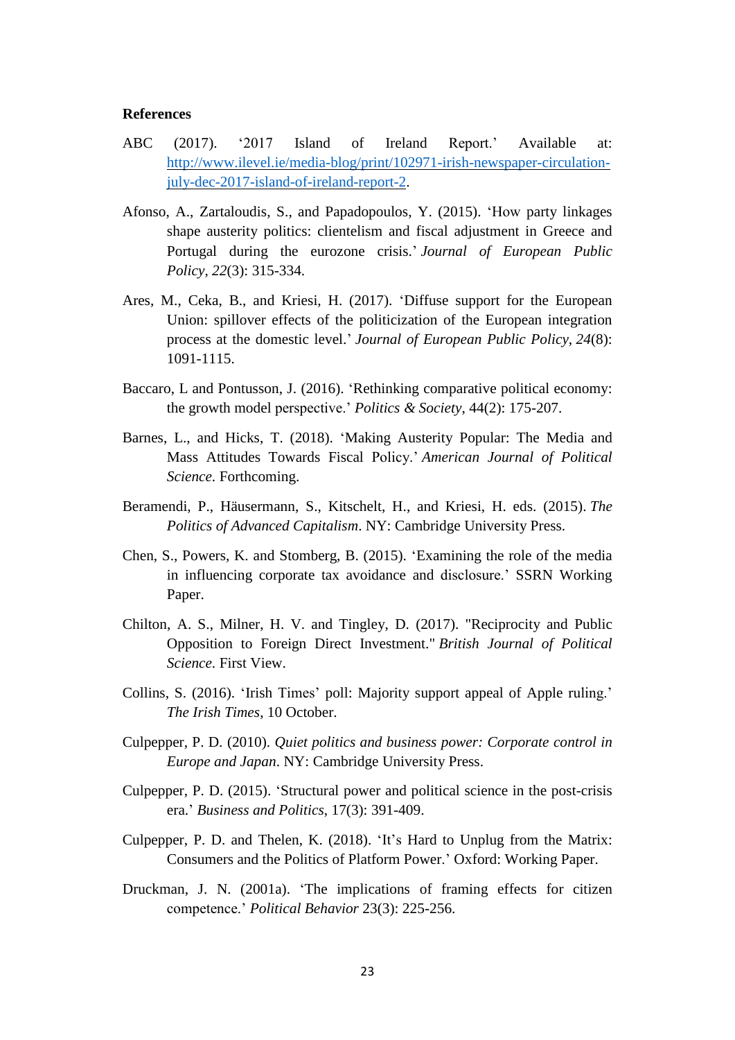**References**

ABC (2017). '2017 Island of Ireland Report.' Available at: http://www.ilevel.ie/media-blog/print/102971-irish-newspaper-circulation-july-dec-2017-island-of-ireland-report-2.

Afonso, A., Zartaloudis, S., and Papadopoulos, Y. (2015). 'How party linkages shape austerity politics: clientelism and fiscal adjustment in Greece and Portugal during the eurozone crisis.' *Journal of European Public Policy*, *22*(3): 315-334.

Ares, M., Ceka, B., and Kriesi, H. (2017). 'Diffuse support for the European Union: spillover effects of the politicization of the European integration process at the domestic level.' *Journal of European Public Policy*, *24*(8): 1091-1115.

Baccaro, L and Pontusson, J. (2016). 'Rethinking comparative political economy: the growth model perspective.' *Politics & Society*, 44(2): 175-207.

Barnes, L., and Hicks, T. (2018). 'Making Austerity Popular: The Media and Mass Attitudes Towards Fiscal Policy.' *American Journal of Political Science*. Forthcoming.

Beramendi, P., Häusermann, S., Kitschelt, H., and Kriesi, H. eds. (2015). *The Politics of Advanced Capitalism*. NY: Cambridge University Press.

Chen, S., Powers, K. and Stomberg, B. (2015). 'Examining the role of the media in influencing corporate tax avoidance and disclosure.' SSRN Working Paper.

Chilton, A. S., Milner, H. V. and Tingley, D. (2017). "Reciprocity and Public Opposition to Foreign Direct Investment." *British Journal of Political Science*. First View.

Collins, S. (2016). 'Irish Times' poll: Majority support appeal of Apple ruling.' *The Irish Times*, 10 October.

Culpepper, P. D. (2010). *Quiet politics and business power: Corporate control in Europe and Japan*. NY: Cambridge University Press.

Culpepper, P. D. (2015). 'Structural power and political science in the post-crisis era.' *Business and Politics*, 17(3): 391-409.

Culpepper, P. D. and Thelen, K. (2018). 'It's Hard to Unplug from the Matrix: Consumers and the Politics of Platform Power.' Oxford: Working Paper.

Druckman, J. N. (2001a). 'The implications of framing effects for citizen competence.' *Political Behavior* 23(3): 225-256.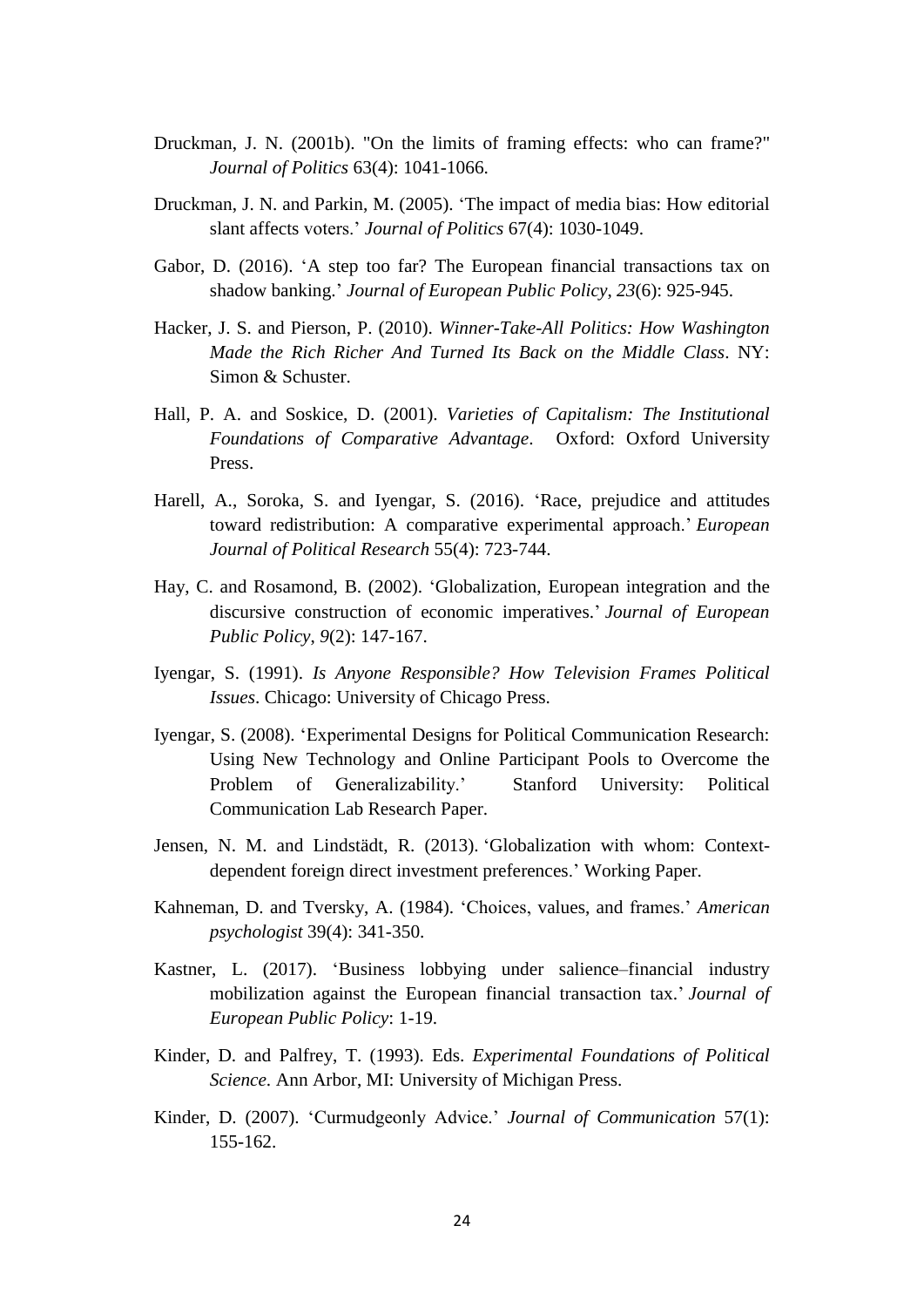Druckman, J. N. (2001b). "On the limits of framing effects: who can frame?" *Journal of Politics* 63(4): 1041-1066.

Druckman, J. N. and Parkin, M. (2005). 'The impact of media bias: How editorial slant affects voters.' *Journal of Politics* 67(4): 1030-1049.

Gabor, D. (2016). 'A step too far? The European financial transactions tax on shadow banking.' *Journal of European Public Policy*, *23*(6): 925-945.

Hacker, J. S. and Pierson, P. (2010). *Winner-Take-All Politics: How Washington Made the Rich Richer And Turned Its Back on the Middle Class*. NY: Simon & Schuster.

Hall, P. A. and Soskice, D. (2001). *Varieties of Capitalism: The Institutional Foundations of Comparative Advantage*. Oxford: Oxford University Press.

Harell, A., Soroka, S. and Iyengar, S. (2016). 'Race, prejudice and attitudes toward redistribution: A comparative experimental approach.' *European Journal of Political Research* 55(4): 723-744.

Hay, C. and Rosamond, B. (2002). 'Globalization, European integration and the discursive construction of economic imperatives.' *Journal of European Public Policy*, *9*(2): 147-167.

Iyengar, S. (1991). *Is Anyone Responsible? How Television Frames Political Issues*. Chicago: University of Chicago Press.

Iyengar, S. (2008). 'Experimental Designs for Political Communication Research: Using New Technology and Online Participant Pools to Overcome the Problem of Generalizability.' Stanford University: Political Communication Lab Research Paper.

Jensen, N. M. and Lindstädt, R. (2013). 'Globalization with whom: Context-dependent foreign direct investment preferences.' Working Paper.

Kahneman, D. and Tversky, A. (1984). 'Choices, values, and frames.' *American psychologist* 39(4): 341-350.

Kastner, L. (2017). 'Business lobbying under salience–financial industry mobilization against the European financial transaction tax.' *Journal of European Public Policy*: 1-19.

Kinder, D. and Palfrey, T. (1993). Eds. *Experimental Foundations of Political Science*. Ann Arbor, MI: University of Michigan Press.

Kinder, D. (2007). 'Curmudgeonly Advice.' *Journal of Communication* 57(1): 155-162.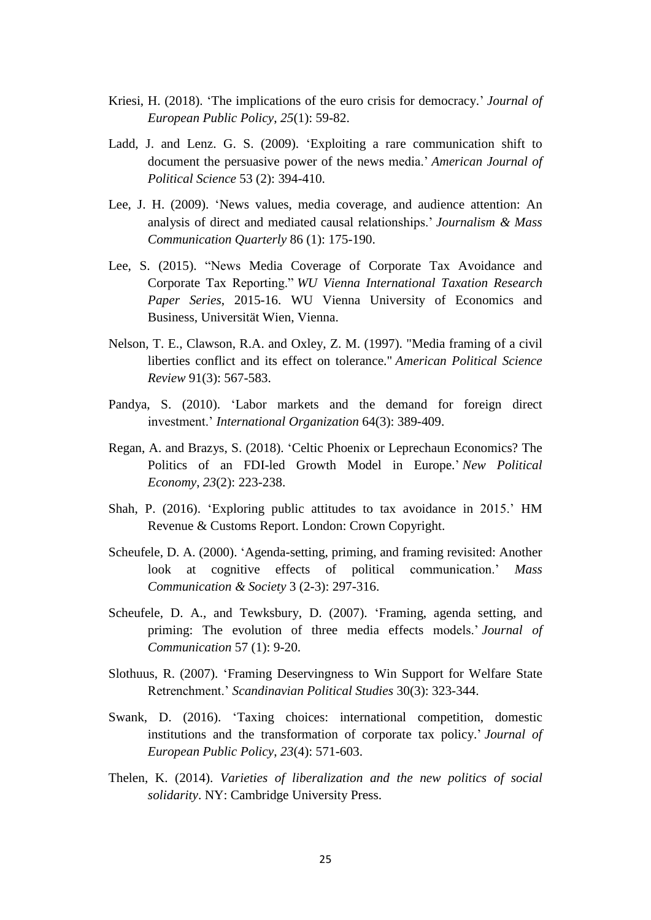Kriesi, H. (2018). 'The implications of the euro crisis for democracy.' *Journal of European Public Policy*, *25*(1): 59-82.

Ladd, J. and Lenz. G. S. (2009). 'Exploiting a rare communication shift to document the persuasive power of the news media.' *American Journal of Political Science* 53 (2): 394-410.

Lee, J. H. (2009). 'News values, media coverage, and audience attention: An analysis of direct and mediated causal relationships.' *Journalism & Mass Communication Quarterly* 86 (1): 175-190.

Lee, S. (2015). "News Media Coverage of Corporate Tax Avoidance and Corporate Tax Reporting." *WU Vienna International Taxation Research Paper Series*, 2015-16. WU Vienna University of Economics and Business, Universität Wien, Vienna.

Nelson, T. E., Clawson, R.A. and Oxley, Z. M. (1997). "Media framing of a civil liberties conflict and its effect on tolerance." *American Political Science Review* 91(3): 567-583.

Pandya, S. (2010). 'Labor markets and the demand for foreign direct investment.' *International Organization* 64(3): 389-409.

Regan, A. and Brazys, S. (2018). 'Celtic Phoenix or Leprechaun Economics? The Politics of an FDI-led Growth Model in Europe.' *New Political Economy*, *23*(2): 223-238.

Shah, P. (2016). 'Exploring public attitudes to tax avoidance in 2015.' HM Revenue & Customs Report. London: Crown Copyright.

Scheufele, D. A. (2000). 'Agenda-setting, priming, and framing revisited: Another look at cognitive effects of political communication.' *Mass Communication & Society* 3 (2-3): 297-316.

Scheufele, D. A., and Tewksbury, D. (2007). 'Framing, agenda setting, and priming: The evolution of three media effects models.' *Journal of Communication* 57 (1): 9-20.

Slothuus, R. (2007). 'Framing Deservingness to Win Support for Welfare State Retrenchment.' *Scandinavian Political Studies* 30(3): 323-344.

Swank, D. (2016). 'Taxing choices: international competition, domestic institutions and the transformation of corporate tax policy.' *Journal of European Public Policy*, *23*(4): 571-603.

Thelen, K. (2014). *Varieties of liberalization and the new politics of social solidarity*. NY: Cambridge University Press.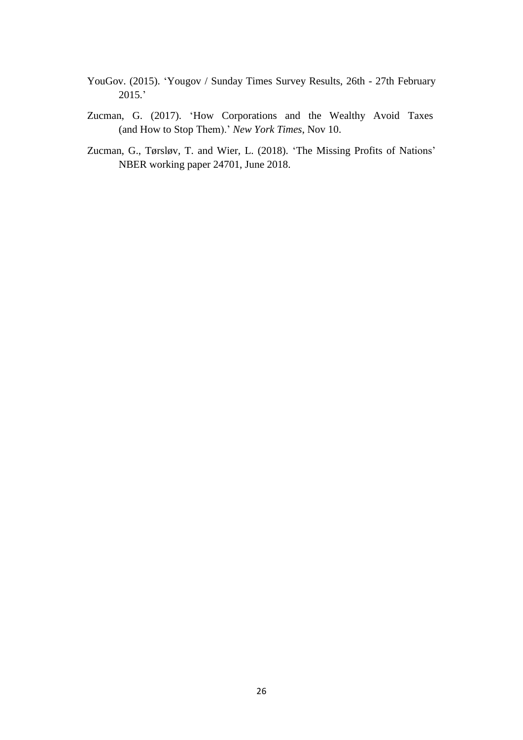YouGov. (2015). 'Yougov / Sunday Times Survey Results, 26th - 27th February 2015.'

Zucman, G. (2017). 'How Corporations and the Wealthy Avoid Taxes (and How to Stop Them).' *New York Times*, Nov 10.

Zucman, G., Tørsløv, T. and Wier, L. (2018). 'The Missing Profits of Nations' NBER working paper 24701, June 2018.